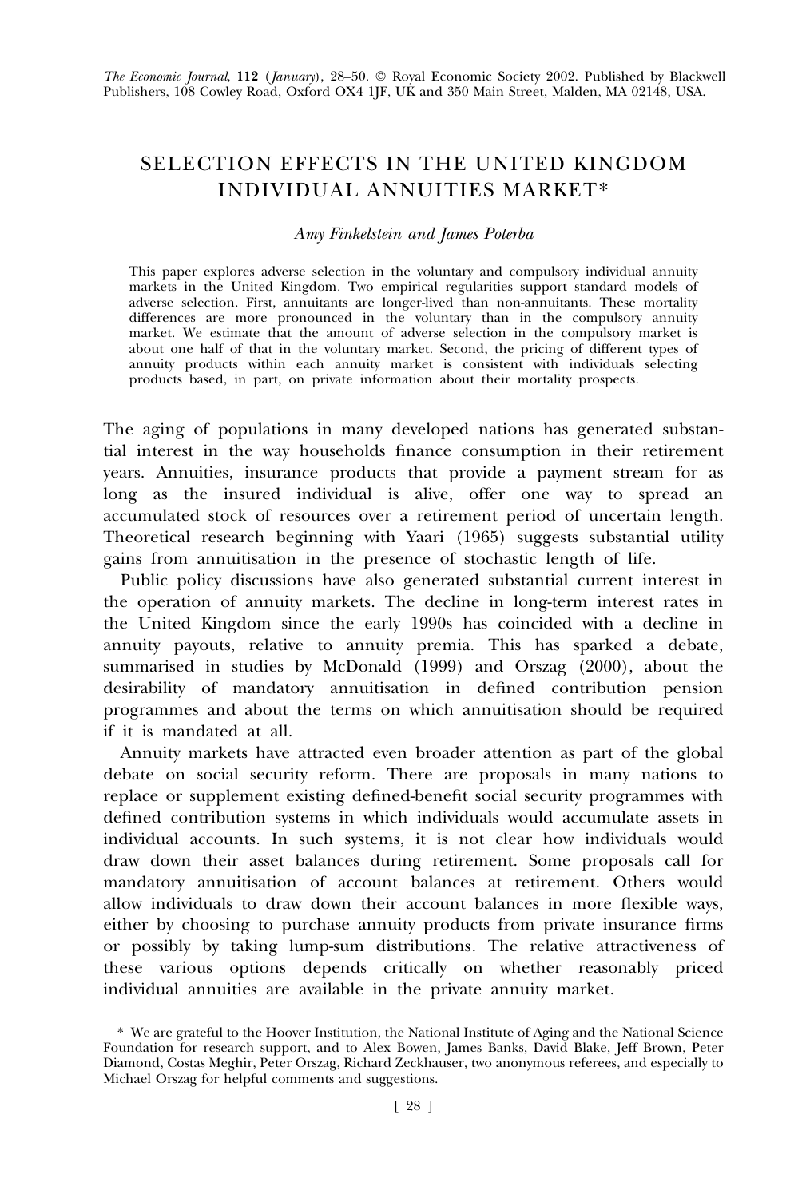# SELECTION EFFECTS IN THE UNITED KINGDOM INDIVIDUAL ANNUITIES MARKET*

*Amy Finkelstein and James Poterba*

This paper explores adverse selection in the voluntary and compulsory individual annuity markets in the United Kingdom. Two empirical regularities support standard models of adverse selection. First, annuitants are longer-lived than non-annuitants. These mortality differences are more pronounced in the voluntary than in the compulsory annuity market. We estimate that the amount of adverse selection in the compulsory market is about one half of that in the voluntary market. Second, the pricing of different types of annuity products within each annuity market is consistent with individuals selecting products based, in part, on private information about their mortality prospects.

The aging of populations in many developed nations has generated substantial interest in the way households finance consumption in their retirement years. Annuities, insurance products that provide a payment stream for as long as the insured individual is alive, offer one way to spread an accumulated stock of resources over a retirement period of uncertain length. Theoretical research beginning with Yaari (1965) suggests substantial utility gains from annuitisation in the presence of stochastic length of life.

Public policy discussions have also generated substantial current interest in the operation of annuity markets. The decline in long-term interest rates in the United Kingdom since the early 1990s has coincided with a decline in annuity payouts, relative to annuity premia. This has sparked a debate, summarised in studies by McDonald (1999) and Orszag (2000), about the desirability of mandatory annuitisation in defined contribution pension programmes and about the terms on which annuitisation should be required if it is mandated at all.

Annuity markets have attracted even broader attention as part of the global debate on social security reform. There are proposals in many nations to replace or supplement existing defined-benefit social security programmes with defined contribution systems in which individuals would accumulate assets in individual accounts. In such systems, it is not clear how individuals would draw down their asset balances during retirement. Some proposals call for mandatory annuitisation of account balances at retirement. Others would allow individuals to draw down their account balances in more flexible ways, either by choosing to purchase annuity products from private insurance firms or possibly by taking lump-sum distributions. The relative attractiveness of these various options depends critically on whether reasonably priced individual annuities are available in the private annuity market.

\* We are grateful to the Hoover Institution, the National Institute of Aging and the National Science Foundation for research support, and to Alex Bowen, James Banks, David Blake, Jeff Brown, Peter Diamond, Costas Meghir, Peter Orszag, Richard Zeckhauser, two anonymous referees, and especially to Michael Orszag for helpful comments and suggestions.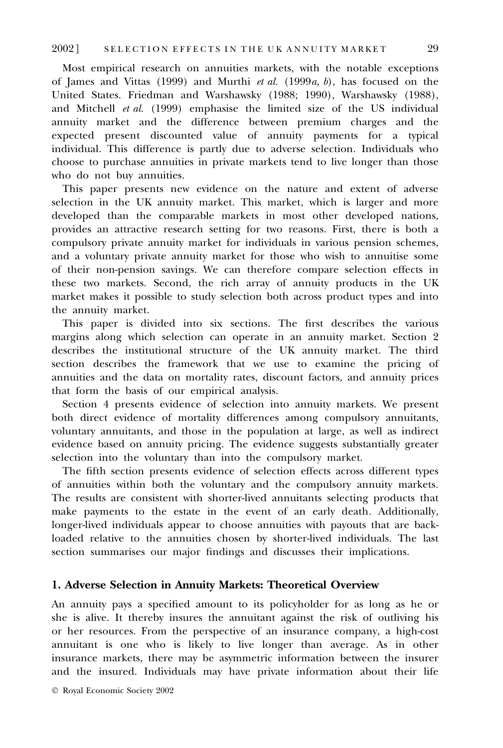Most empirical research on annuities markets, with the notable exceptions of James and Vittas (1999) and Murthi *et al.* (1999*a, b*), has focused on the United States. Friedman and Warshawsky (1988; 1990), Warshawsky (1988), and Mitchell *et al.* (1999) emphasise the limited size of the US individual annuity market and the difference between premium charges and the expected present discounted value of annuity payments for a typical individual. This difference is partly due to adverse selection. Individuals who choose to purchase annuities in private markets tend to live longer than those who do not buy annuities.

This paper presents new evidence on the nature and extent of adverse selection in the UK annuity market. This market, which is larger and more developed than the comparable markets in most other developed nations, provides an attractive research setting for two reasons. First, there is both a compulsory private annuity market for individuals in various pension schemes, and a voluntary private annuity market for those who wish to annuitise some of their non-pension savings. We can therefore compare selection effects in these two markets. Second, the rich array of annuity products in the UK market makes it possible to study selection both across product types and into the annuity market.

This paper is divided into six sections. The first describes the various margins along which selection can operate in an annuity market. Section 2 describes the institutional structure of the UK annuity market. The third section describes the framework that we use to examine the pricing of annuities and the data on mortality rates, discount factors, and annuity prices that form the basis of our empirical analysis.

Section 4 presents evidence of selection into annuity markets. We present both direct evidence of mortality differences among compulsory annuitants, voluntary annuitants, and those in the population at large, as well as indirect evidence based on annuity pricing. The evidence suggests substantially greater selection into the voluntary than into the compulsory market.

The fifth section presents evidence of selection effects across different types of annuities within both the voluntary and the compulsory annuity markets. The results are consistent with shorter-lived annuitants selecting products that make payments to the estate in the event of an early death. Additionally, longer-lived individuals appear to choose annuities with payouts that are back-loaded relative to the annuities chosen by shorter-lived individuals. The last section summarises our major findings and discusses their implications.

## 1. Adverse Selection in Annuity Markets: Theoretical Overview

An annuity pays a specified amount to its policyholder for as long as he or she is alive. It thereby insures the annuitant against the risk of outliving his or her resources. From the perspective of an insurance company, a high-cost annuitant is one who is likely to live longer than average. As in other insurance markets, there may be asymmetric information between the insurer and the insured. Individuals may have private information about their life

© Royal Economic Society 2002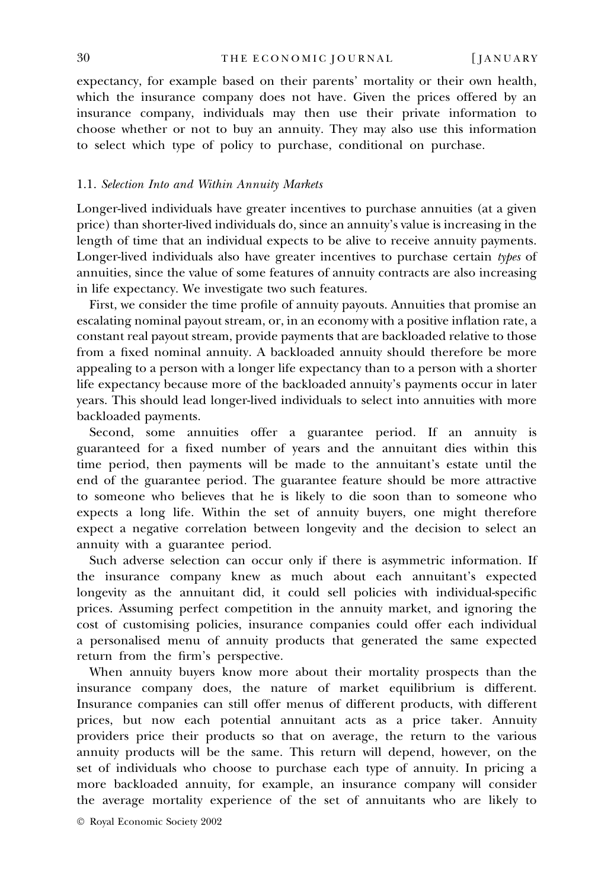expectancy, for example based on their parents' mortality or their own health, which the insurance company does not have. Given the prices offered by an insurance company, individuals may then use their private information to choose whether or not to buy an annuity. They may also use this information to select which type of policy to purchase, conditional on purchase.

### 1.1. *Selection Into and Within Annuity Markets*

Longer-lived individuals have greater incentives to purchase annuities (at a given price) than shorter-lived individuals do, since an annuity's value is increasing in the length of time that an individual expects to be alive to receive annuity payments. Longer-lived individuals also have greater incentives to purchase certain *types* of annuities, since the value of some features of annuity contracts are also increasing in life expectancy. We investigate two such features.

First, we consider the time profile of annuity payouts. Annuities that promise an escalating nominal payout stream, or, in an economy with a positive inflation rate, a constant real payout stream, provide payments that are backloaded relative to those from a fixed nominal annuity. A backloaded annuity should therefore be more appealing to a person with a longer life expectancy than to a person with a shorter life expectancy because more of the backloaded annuity's payments occur in later years. This should lead longer-lived individuals to select into annuities with more backloaded payments.

Second, some annuities offer a guarantee period. If an annuity is guaranteed for a fixed number of years and the annuitant dies within this time period, then payments will be made to the annuitant's estate until the end of the guarantee period. The guarantee feature should be more attractive to someone who believes that he is likely to die soon than to someone who expects a long life. Within the set of annuity buyers, one might therefore expect a negative correlation between longevity and the decision to select an annuity with a guarantee period.

Such adverse selection can occur only if there is asymmetric information. If the insurance company knew as much about each annuitant's expected longevity as the annuitant did, it could sell policies with individual-specific prices. Assuming perfect competition in the annuity market, and ignoring the cost of customising policies, insurance companies could offer each individual a personalised menu of annuity products that generated the same expected return from the firm's perspective.

When annuity buyers know more about their mortality prospects than the insurance company does, the nature of market equilibrium is different. Insurance companies can still offer menus of different products, with different prices, but now each potential annuitant acts as a price taker. Annuity providers price their products so that on average, the return to the various annuity products will be the same. This return will depend, however, on the set of individuals who choose to purchase each type of annuity. In pricing a more backloaded annuity, for example, an insurance company will consider the average mortality experience of the set of annuitants who are likely to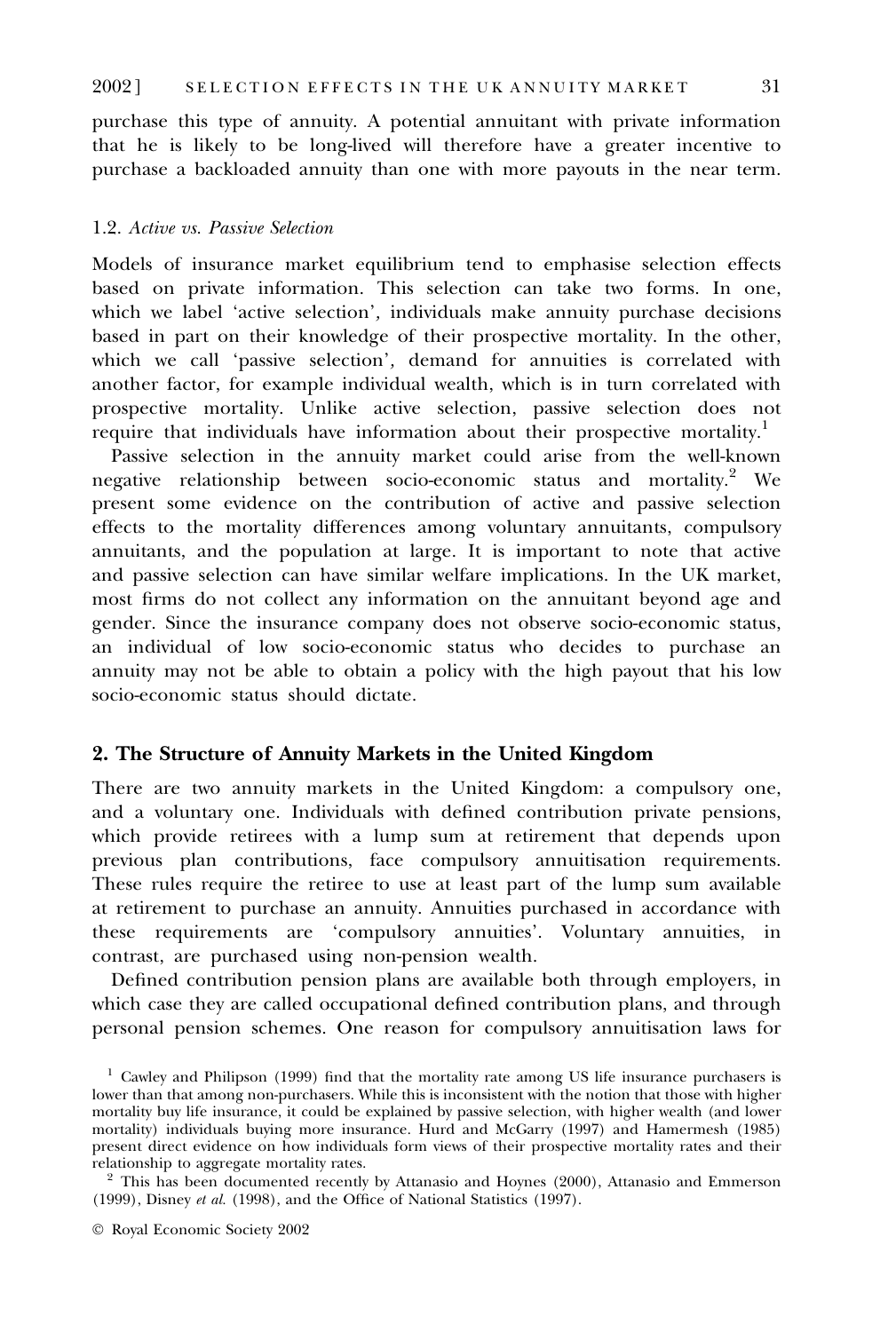purchase this type of annuity. A potential annuitant with private information that he is likely to be long-lived will therefore have a greater incentive to purchase a backloaded annuity than one with more payouts in the near term.

### 1.2. *Active vs. Passive Selection*

Models of insurance market equilibrium tend to emphasise selection effects based on private information. This selection can take two forms. In one, which we label 'active selection', individuals make annuity purchase decisions based in part on their knowledge of their prospective mortality. In the other, which we call 'passive selection', demand for annuities is correlated with another factor, for example individual wealth, which is in turn correlated with prospective mortality. Unlike active selection, passive selection does not require that individuals have information about their prospective mortality.[1]

Passive selection in the annuity market could arise from the well-known negative relationship between socio-economic status and mortality.[2] We present some evidence on the contribution of active and passive selection effects to the mortality differences among voluntary annuitants, compulsory annuitants, and the population at large. It is important to note that active and passive selection can have similar welfare implications. In the UK market, most firms do not collect any information on the annuitant beyond age and gender. Since the insurance company does not observe socio-economic status, an individual of low socio-economic status who decides to purchase an annuity may not be able to obtain a policy with the high payout that his low socio-economic status should dictate.

## 2. The Structure of Annuity Markets in the United Kingdom

There are two annuity markets in the United Kingdom: a compulsory one, and a voluntary one. Individuals with defined contribution private pensions, which provide retirees with a lump sum at retirement that depends upon previous plan contributions, face compulsory annuitisation requirements. These rules require the retiree to use at least part of the lump sum available at retirement to purchase an annuity. Annuities purchased in accordance with these requirements are 'compulsory annuities'. Voluntary annuities, in contrast, are purchased using non-pension wealth.

Defined contribution pension plans are available both through employers, in which case they are called occupational defined contribution plans, and through personal pension schemes. One reason for compulsory annuitisation laws for

[1] Cawley and Philipson (1999) find that the mortality rate among US life insurance purchasers is lower than that among non-purchasers. While this is inconsistent with the notion that those with higher mortality buy life insurance, it could be explained by passive selection, with higher wealth (and lower mortality) individuals buying more insurance. Hurd and McGarry (1997) and Hamermesh (1985) present direct evidence on how individuals form views of their prospective mortality rates and their relationship to aggregate mortality rates.

[2] This has been documented recently by Attanasio and Hoynes (2000), Attanasio and Emmerson (1999), Disney *et al.* (1998), and the Office of National Statistics (1997).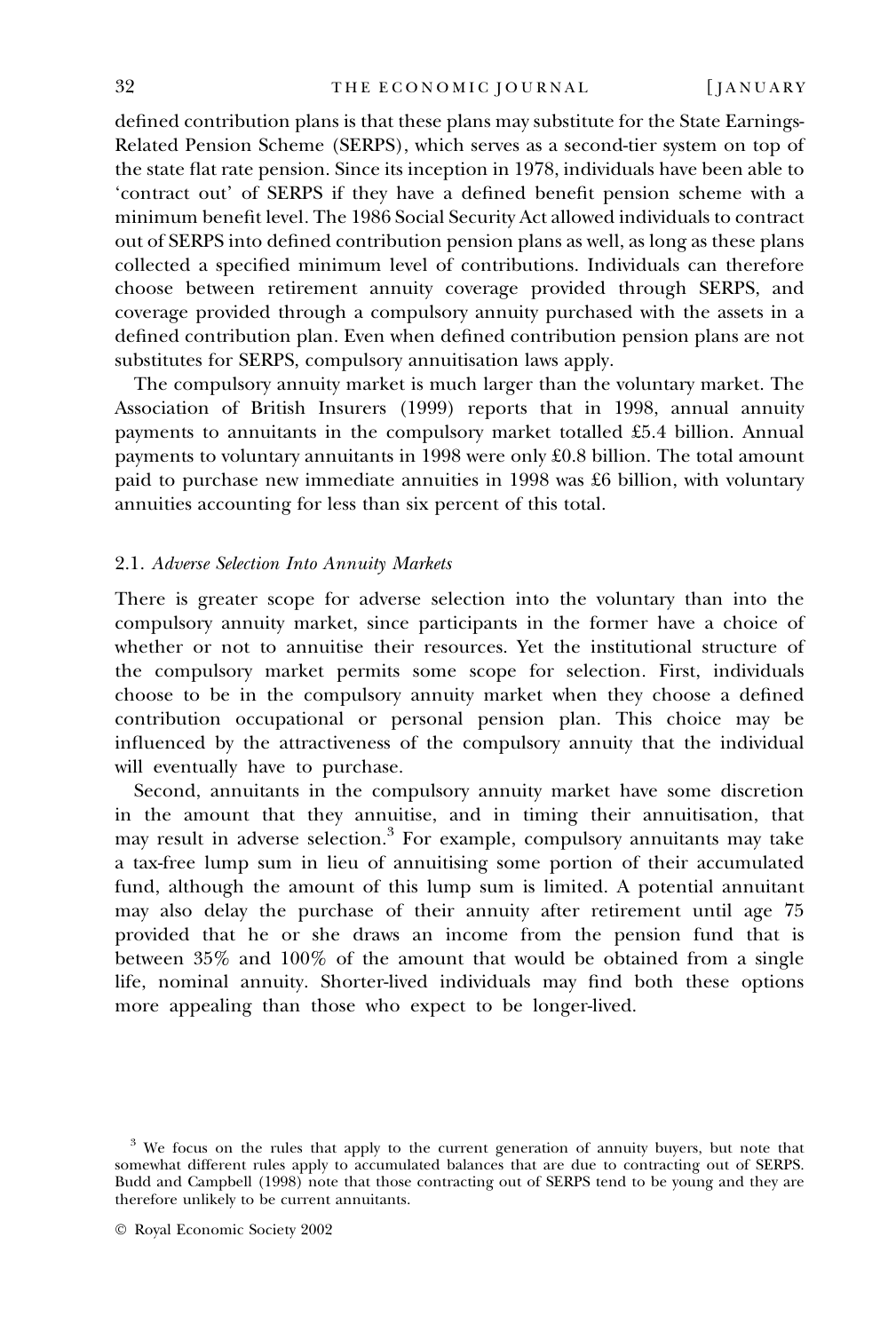defined contribution plans is that these plans may substitute for the State Earnings-Related Pension Scheme (SERPS), which serves as a second-tier system on top of the state flat rate pension. Since its inception in 1978, individuals have been able to 'contract out' of SERPS if they have a defined benefit pension scheme with a minimum benefit level. The 1986 Social Security Act allowed individuals to contract out of SERPS into defined contribution pension plans as well, as long as these plans collected a specified minimum level of contributions. Individuals can therefore choose between retirement annuity coverage provided through SERPS, and coverage provided through a compulsory annuity purchased with the assets in a defined contribution plan. Even when defined contribution pension plans are not substitutes for SERPS, compulsory annuitisation laws apply.

The compulsory annuity market is much larger than the voluntary market. The Association of British Insurers (1999) reports that in 1998, annual annuity payments to annuitants in the compulsory market totalled £5.4 billion. Annual payments to voluntary annuitants in 1998 were only £0.8 billion. The total amount paid to purchase new immediate annuities in 1998 was £6 billion, with voluntary annuities accounting for less than six percent of this total.

### 2.1. *Adverse Selection Into Annuity Markets*

There is greater scope for adverse selection into the voluntary than into the compulsory annuity market, since participants in the former have a choice of whether or not to annuitise their resources. Yet the institutional structure of the compulsory market permits some scope for selection. First, individuals choose to be in the compulsory annuity market when they choose a defined contribution occupational or personal pension plan. This choice may be influenced by the attractiveness of the compulsory annuity that the individual will eventually have to purchase.

Second, annuitants in the compulsory annuity market have some discretion in the amount that they annuitise, and in timing their annuitisation, that may result in adverse selection.[3] For example, compulsory annuitants may take a tax-free lump sum in lieu of annuitising some portion of their accumulated fund, although the amount of this lump sum is limited. A potential annuitant may also delay the purchase of their annuity after retirement until age 75 provided that he or she draws an income from the pension fund that is between 35% and 100% of the amount that would be obtained from a single life, nominal annuity. Shorter-lived individuals may find both these options more appealing than those who expect to be longer-lived.

[3] We focus on the rules that apply to the current generation of annuity buyers, but note that somewhat different rules apply to accumulated balances that are due to contracting out of SERPS. Budd and Campbell (1998) note that those contracting out of SERPS tend to be young and they are therefore unlikely to be current annuitants.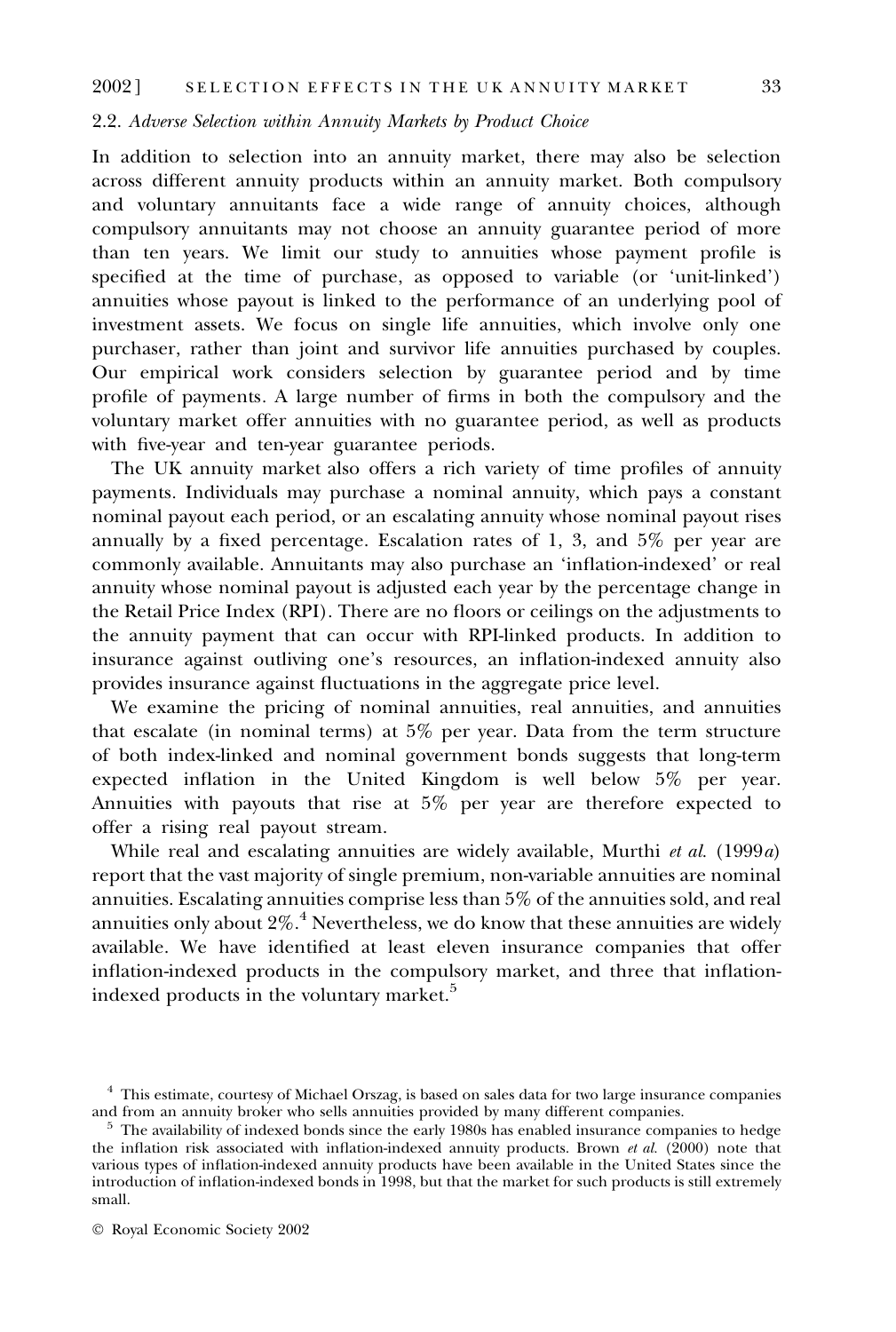### 2.2. *Adverse Selection within Annuity Markets by Product Choice*

In addition to selection into an annuity market, there may also be selection across different annuity products within an annuity market. Both compulsory and voluntary annuitants face a wide range of annuity choices, although compulsory annuitants may not choose an annuity guarantee period of more than ten years. We limit our study to annuities whose payment profile is specified at the time of purchase, as opposed to variable (or 'unit-linked') annuities whose payout is linked to the performance of an underlying pool of investment assets. We focus on single life annuities, which involve only one purchaser, rather than joint and survivor life annuities purchased by couples. Our empirical work considers selection by guarantee period and by time profile of payments. A large number of firms in both the compulsory and the voluntary market offer annuities with no guarantee period, as well as products with five-year and ten-year guarantee periods.

The UK annuity market also offers a rich variety of time profiles of annuity payments. Individuals may purchase a nominal annuity, which pays a constant nominal payout each period, or an escalating annuity whose nominal payout rises annually by a fixed percentage. Escalation rates of 1, 3, and 5% per year are commonly available. Annuitants may also purchase an 'inflation-indexed' or real annuity whose nominal payout is adjusted each year by the percentage change in the Retail Price Index (RPI). There are no floors or ceilings on the adjustments to the annuity payment that can occur with RPI-linked products. In addition to insurance against outliving one's resources, an inflation-indexed annuity also provides insurance against fluctuations in the aggregate price level.

We examine the pricing of nominal annuities, real annuities, and annuities that escalate (in nominal terms) at 5% per year. Data from the term structure of both index-linked and nominal government bonds suggests that long-term expected inflation in the United Kingdom is well below 5% per year. Annuities with payouts that rise at 5% per year are therefore expected to offer a rising real payout stream.

While real and escalating annuities are widely available, Murthi *et al.* (1999*a*) report that the vast majority of single premium, non-variable annuities are nominal annuities. Escalating annuities comprise less than 5% of the annuities sold, and real annuities only about 2%.[4] Nevertheless, we do know that these annuities are widely available. We have identified at least eleven insurance companies that offer inflation-indexed products in the compulsory market, and three that inflation-indexed products in the voluntary market.[5]

---

[4] This estimate, courtesy of Michael Orszag, is based on sales data for two large insurance companies and from an annuity broker who sells annuities provided by many different companies.

[5] The availability of indexed bonds since the early 1980s has enabled insurance companies to hedge the inflation risk associated with inflation-indexed annuity products. Brown *et al.* (2000) note that various types of inflation-indexed annuity products have been available in the United States since the introduction of inflation-indexed bonds in 1998, but that the market for such products is still extremely small.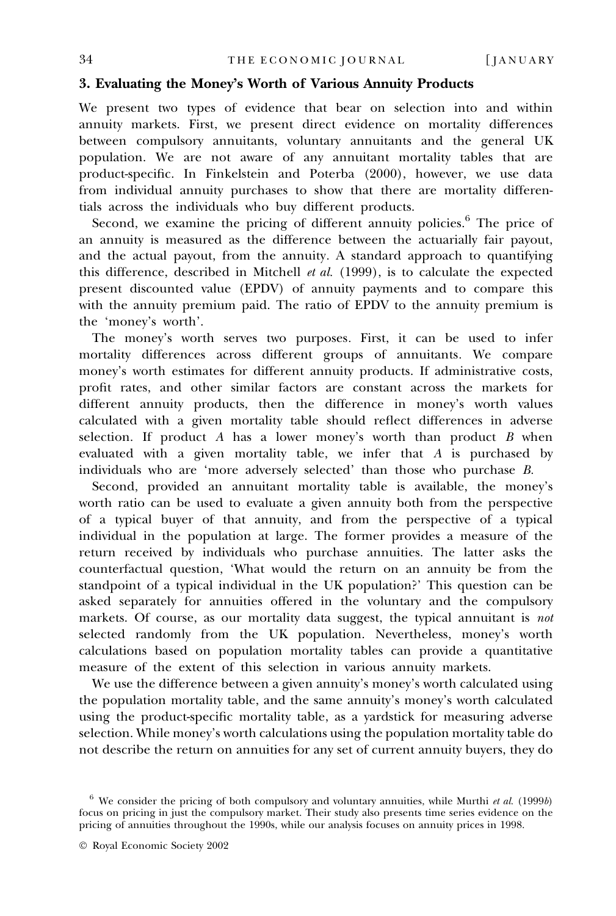## 3. Evaluating the Money's Worth of Various Annuity Products

We present two types of evidence that bear on selection into and within annuity markets. First, we present direct evidence on mortality differences between compulsory annuitants, voluntary annuitants and the general UK population. We are not aware of any annuitant mortality tables that are product-specific. In Finkelstein and Poterba (2000), however, we use data from individual annuity purchases to show that there are mortality differentials across the individuals who buy different products.

Second, we examine the pricing of different annuity policies.[6] The price of an annuity is measured as the difference between the actuarially fair payout, and the actual payout, from the annuity. A standard approach to quantifying this difference, described in Mitchell *et al.* (1999), is to calculate the expected present discounted value (EPDV) of annuity payments and to compare this with the annuity premium paid. The ratio of EPDV to the annuity premium is the 'money's worth'.

The money's worth serves two purposes. First, it can be used to infer mortality differences across different groups of annuitants. We compare money's worth estimates for different annuity products. If administrative costs, profit rates, and other similar factors are constant across the markets for different annuity products, then the difference in money's worth values calculated with a given mortality table should reflect differences in adverse selection. If product *A* has a lower money's worth than product *B* when evaluated with a given mortality table, we infer that *A* is purchased by individuals who are 'more adversely selected' than those who purchase *B*.

Second, provided an annuitant mortality table is available, the money's worth ratio can be used to evaluate a given annuity both from the perspective of a typical buyer of that annuity, and from the perspective of a typical individual in the population at large. The former provides a measure of the return received by individuals who purchase annuities. The latter asks the counterfactual question, 'What would the return on an annuity be from the standpoint of a typical individual in the UK population?' This question can be asked separately for annuities offered in the voluntary and the compulsory markets. Of course, as our mortality data suggest, the typical annuitant is *not* selected randomly from the UK population. Nevertheless, money's worth calculations based on population mortality tables can provide a quantitative measure of the extent of this selection in various annuity markets.

We use the difference between a given annuity's money's worth calculated using the population mortality table, and the same annuity's money's worth calculated using the product-specific mortality table, as a yardstick for measuring adverse selection. While money's worth calculations using the population mortality table do not describe the return on annuities for any set of current annuity buyers, they do

[6] We consider the pricing of both compulsory and voluntary annuities, while Murthi *et al.* (1999*b*) focus on pricing in just the compulsory market. Their study also presents time series evidence on the pricing of annuities throughout the 1990s, while our analysis focuses on annuity prices in 1998.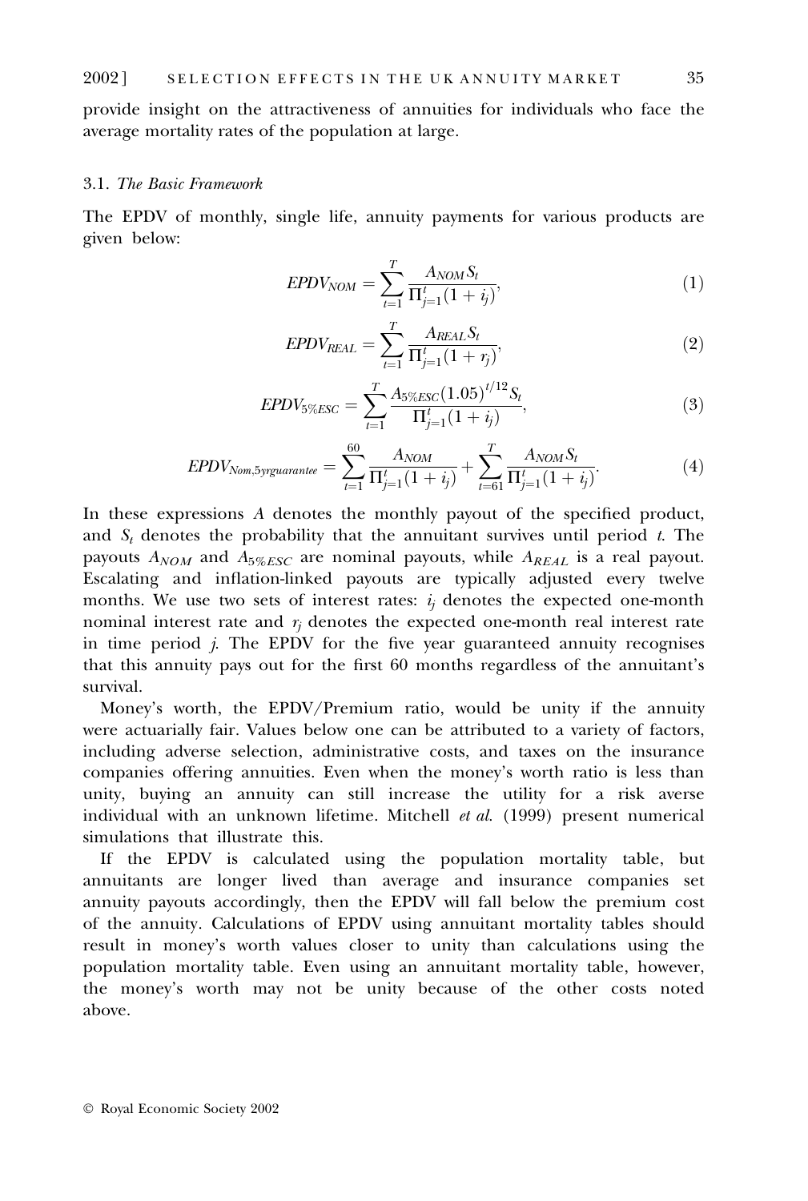provide insight on the attractiveness of annuities for individuals who face the average mortality rates of the population at large.

### 3.1. *The Basic Framework*

The EPDV of monthly, single life, annuity payments for various products are given below:

$$EPDV_{NOM} = \sum_{t=1}^{T} \frac{A_{NOM} S_t}{\Pi_{j=1}^{t}(1+i_j)}, \tag{1}$$

$$EPDV_{REAL} = \sum_{t=1}^{T} \frac{A_{REAL} S_t}{\Pi_{j=1}^{t}(1+r_j)}, \tag{2}$$

$$EPDV_{5\%ESC} = \sum_{t=1}^{T} \frac{A_{5\%ESC}(1.05)^{t/12} S_t}{\Pi_{j=1}^{t}(1+i_j)}, \tag{3}$$

$$EPDV_{Nom,5yrguarantee} = \sum_{t=1}^{60} \frac{A_{NOM}}{\Pi_{j=1}^{t}(1+i_j)} + \sum_{t=61}^{T} \frac{A_{NOM} S_t}{\Pi_{j=1}^{t}(1+i_j)}. \tag{4}$$

In these expressions $A$ denotes the monthly payout of the specified product, and $S_t$ denotes the probability that the annuitant survives until period $t$. The payouts $A_{NOM}$ and $A_{5\%ESC}$ are nominal payouts, while $A_{REAL}$ is a real payout. Escalating and inflation-linked payouts are typically adjusted every twelve months. We use two sets of interest rates: $i_j$ denotes the expected one-month nominal interest rate and $r_j$ denotes the expected one-month real interest rate in time period $j$. The EPDV for the five year guaranteed annuity recognises that this annuity pays out for the first 60 months regardless of the annuitant's survival.

Money's worth, the EPDV/Premium ratio, would be unity if the annuity were actuarially fair. Values below one can be attributed to a variety of factors, including adverse selection, administrative costs, and taxes on the insurance companies offering annuities. Even when the money's worth ratio is less than unity, buying an annuity can still increase the utility for a risk averse individual with an unknown lifetime. Mitchell *et al.* (1999) present numerical simulations that illustrate this.

If the EPDV is calculated using the population mortality table, but annuitants are longer lived than average and insurance companies set annuity payouts accordingly, then the EPDV will fall below the premium cost of the annuity. Calculations of EPDV using annuitant mortality tables should result in money's worth values closer to unity than calculations using the population mortality table. Even using an annuitant mortality table, however, the money's worth may not be unity because of the other costs noted above.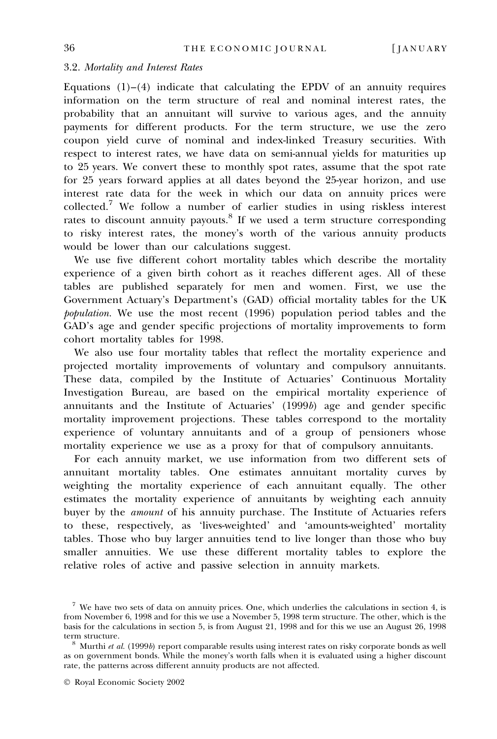### 3.2. *Mortality and Interest Rates*

Equations (1)–(4) indicate that calculating the EPDV of an annuity requires information on the term structure of real and nominal interest rates, the probability that an annuitant will survive to various ages, and the annuity payments for different products. For the term structure, we use the zero coupon yield curve of nominal and index-linked Treasury securities. With respect to interest rates, we have data on semi-annual yields for maturities up to 25 years. We convert these to monthly spot rates, assume that the spot rate for 25 years forward applies at all dates beyond the 25-year horizon, and use interest rate data for the week in which our data on annuity prices were collected.[7] We follow a number of earlier studies in using riskless interest rates to discount annuity payouts.[8] If we used a term structure corresponding to risky interest rates, the money's worth of the various annuity products would be lower than our calculations suggest.

We use five different cohort mortality tables which describe the mortality experience of a given birth cohort as it reaches different ages. All of these tables are published separately for men and women. First, we use the Government Actuary's Department's (GAD) official mortality tables for the UK *population*. We use the most recent (1996) population period tables and the GAD's age and gender specific projections of mortality improvements to form cohort mortality tables for 1998.

We also use four mortality tables that reflect the mortality experience and projected mortality improvements of voluntary and compulsory annuitants. These data, compiled by the Institute of Actuaries' Continuous Mortality Investigation Bureau, are based on the empirical mortality experience of annuitants and the Institute of Actuaries' (1999*b*) age and gender specific mortality improvement projections. These tables correspond to the mortality experience of voluntary annuitants and of a group of pensioners whose mortality experience we use as a proxy for that of compulsory annuitants.

For each annuity market, we use information from two different sets of annuitant mortality tables. One estimates annuitant mortality curves by weighting the mortality experience of each annuitant equally. The other estimates the mortality experience of annuitants by weighting each annuity buyer by the *amount* of his annuity purchase. The Institute of Actuaries refers to these, respectively, as 'lives-weighted' and 'amounts-weighted' mortality tables. Those who buy larger annuities tend to live longer than those who buy smaller annuities. We use these different mortality tables to explore the relative roles of active and passive selection in annuity markets.

[7] We have two sets of data on annuity prices. One, which underlies the calculations in section 4, is from November 6, 1998 and for this we use a November 5, 1998 term structure. The other, which is the basis for the calculations in section 5, is from August 21, 1998 and for this we use an August 26, 1998 term structure.

[8] Murthi *et al.* (1999*b*) report comparable results using interest rates on risky corporate bonds as well as on government bonds. While the money's worth falls when it is evaluated using a higher discount rate, the patterns across different annuity products are not affected.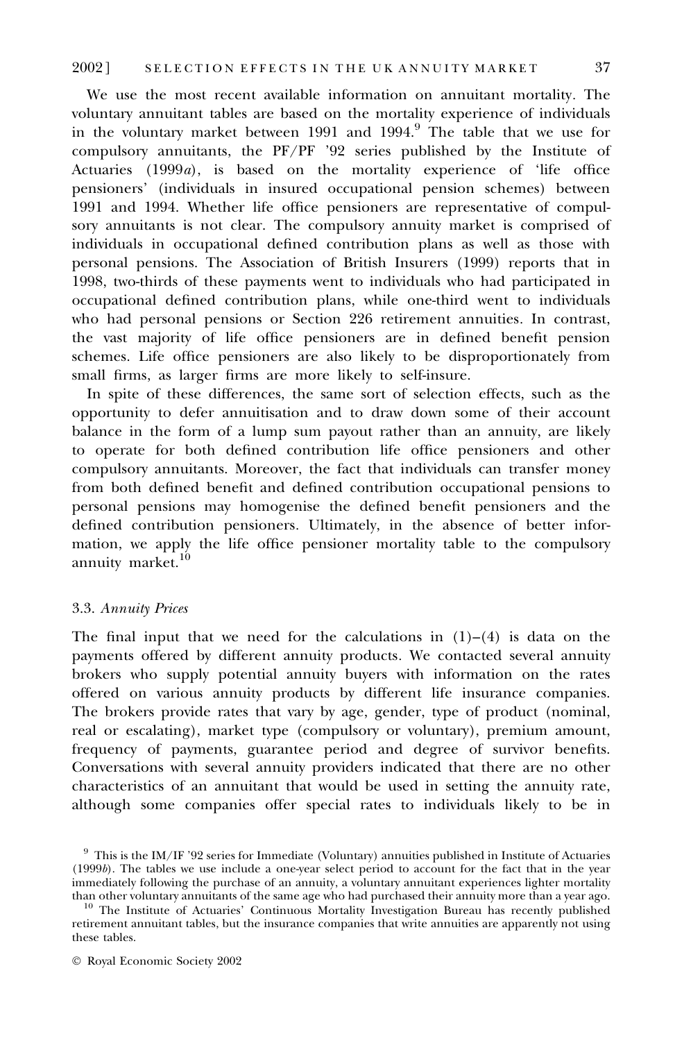We use the most recent available information on annuitant mortality. The voluntary annuitant tables are based on the mortality experience of individuals in the voluntary market between 1991 and 1994.[9] The table that we use for compulsory annuitants, the PF/PF '92 series published by the Institute of Actuaries (1999*a*), is based on the mortality experience of 'life office pensioners' (individuals in insured occupational pension schemes) between 1991 and 1994. Whether life office pensioners are representative of compulsory annuitants is not clear. The compulsory annuity market is comprised of individuals in occupational defined contribution plans as well as those with personal pensions. The Association of British Insurers (1999) reports that in 1998, two-thirds of these payments went to individuals who had participated in occupational defined contribution plans, while one-third went to individuals who had personal pensions or Section 226 retirement annuities. In contrast, the vast majority of life office pensioners are in defined benefit pension schemes. Life office pensioners are also likely to be disproportionately from small firms, as larger firms are more likely to self-insure.

In spite of these differences, the same sort of selection effects, such as the opportunity to defer annuitisation and to draw down some of their account balance in the form of a lump sum payout rather than an annuity, are likely to operate for both defined contribution life office pensioners and other compulsory annuitants. Moreover, the fact that individuals can transfer money from both defined benefit and defined contribution occupational pensions to personal pensions may homogenise the defined benefit pensioners and the defined contribution pensioners. Ultimately, in the absence of better information, we apply the life office pensioner mortality table to the compulsory annuity market.[10]

### 3.3. *Annuity Prices*

The final input that we need for the calculations in (1)–(4) is data on the payments offered by different annuity products. We contacted several annuity brokers who supply potential annuity buyers with information on the rates offered on various annuity products by different life insurance companies. The brokers provide rates that vary by age, gender, type of product (nominal, real or escalating), market type (compulsory or voluntary), premium amount, frequency of payments, guarantee period and degree of survivor benefits. Conversations with several annuity providers indicated that there are no other characteristics of an annuitant that would be used in setting the annuity rate, although some companies offer special rates to individuals likely to be in

[9] This is the IM/IF '92 series for Immediate (Voluntary) annuities published in Institute of Actuaries (1999*b*). The tables we use include a one-year select period to account for the fact that in the year immediately following the purchase of an annuity, a voluntary annuitant experiences lighter mortality than other voluntary annuitants of the same age who had purchased their annuity more than a year ago.

[10] The Institute of Actuaries' Continuous Mortality Investigation Bureau has recently published retirement annuitant tables, but the insurance companies that write annuities are apparently not using these tables.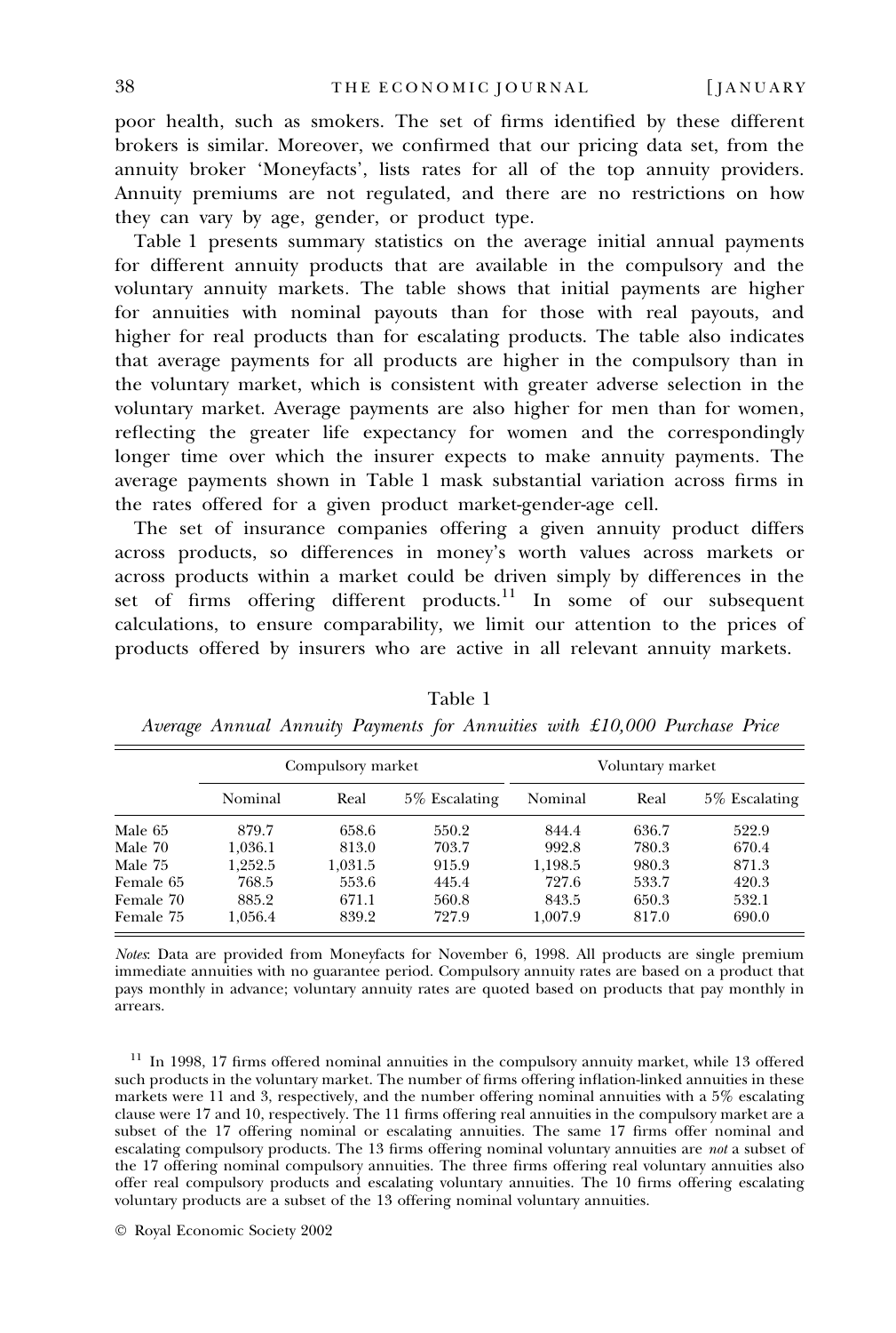poor health, such as smokers. The set of firms identified by these different brokers is similar. Moreover, we confirmed that our pricing data set, from the annuity broker 'Moneyfacts', lists rates for all of the top annuity providers. Annuity premiums are not regulated, and there are no restrictions on how they can vary by age, gender, or product type.

Table 1 presents summary statistics on the average initial annual payments for different annuity products that are available in the compulsory and the voluntary annuity markets. The table shows that initial payments are higher for annuities with nominal payouts than for those with real payouts, and higher for real products than for escalating products. The table also indicates that average payments for all products are higher in the compulsory than in the voluntary market, which is consistent with greater adverse selection in the voluntary market. Average payments are also higher for men than for women, reflecting the greater life expectancy for women and the correspondingly longer time over which the insurer expects to make annuity payments. The average payments shown in Table 1 mask substantial variation across firms in the rates offered for a given product market-gender-age cell.

The set of insurance companies offering a given annuity product differs across products, so differences in money's worth values across markets or across products within a market could be driven simply by differences in the set of firms offering different products.[11] In some of our subsequent calculations, to ensure comparability, we limit our attention to the prices of products offered by insurers who are active in all relevant annuity markets.

Table 1

*Average Annual Annuity Payments for Annuities with £10,000 Purchase Price*

| | Compulsory market | | | Voluntary market | | |
|---|---|---|---|---|---|---|
| | Nominal | Real | 5% Escalating | Nominal | Real | 5% Escalating |
| Male 65 | 879.7 | 658.6 | 550.2 | 844.4 | 636.7 | 522.9 |
| Male 70 | 1,036.1 | 813.0 | 703.7 | 992.8 | 780.3 | 670.4 |
| Male 75 | 1,252.5 | 1,031.5 | 915.9 | 1,198.5 | 980.3 | 871.3 |
| Female 65 | 768.5 | 553.6 | 445.4 | 727.6 | 533.7 | 420.3 |
| Female 70 | 885.2 | 671.1 | 560.8 | 843.5 | 650.3 | 532.1 |
| Female 75 | 1,056.4 | 839.2 | 727.9 | 1,007.9 | 817.0 | 690.0 |

*Notes*: Data are provided from Moneyfacts for November 6, 1998. All products are single premium immediate annuities with no guarantee period. Compulsory annuity rates are based on a product that pays monthly in advance; voluntary annuity rates are quoted based on products that pay monthly in arrears.

[11] In 1998, 17 firms offered nominal annuities in the compulsory annuity market, while 13 offered such products in the voluntary market. The number of firms offering inflation-linked annuities in these markets were 11 and 3, respectively, and the number offering nominal annuities with a 5% escalating clause were 17 and 10, respectively. The 11 firms offering real annuities in the compulsory market are a subset of the 17 offering nominal or escalating annuities. The same 17 firms offer nominal and escalating compulsory products. The 13 firms offering nominal voluntary annuities are *not* a subset of the 17 offering nominal compulsory annuities. The three firms offering real voluntary annuities also offer real compulsory products and escalating voluntary annuities. The 10 firms offering escalating voluntary products are a subset of the 13 offering nominal voluntary annuities.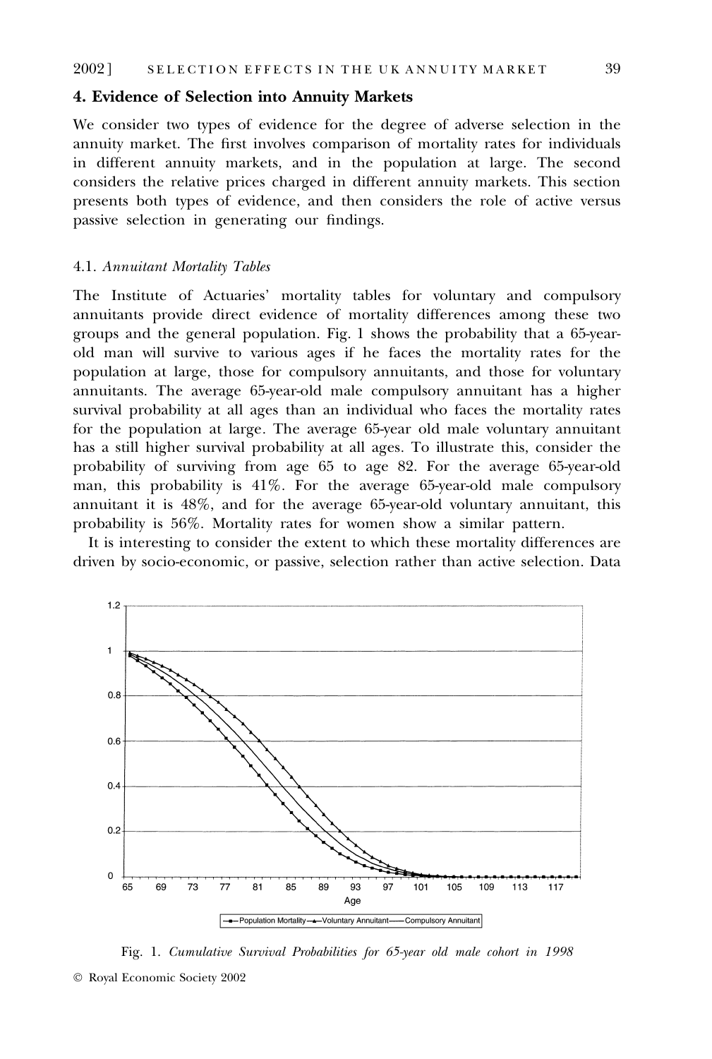## 4. Evidence of Selection into Annuity Markets

We consider two types of evidence for the degree of adverse selection in the annuity market. The first involves comparison of mortality rates for individuals in different annuity markets, and in the population at large. The second considers the relative prices charged in different annuity markets. This section presents both types of evidence, and then considers the role of active versus passive selection in generating our findings.

### 4.1. *Annuitant Mortality Tables*

The Institute of Actuaries' mortality tables for voluntary and compulsory annuitants provide direct evidence of mortality differences among these two groups and the general population. Fig. 1 shows the probability that a 65-year-old man will survive to various ages if he faces the mortality rates for the population at large, those for compulsory annuitants, and those for voluntary annuitants. The average 65-year-old male compulsory annuitant has a higher survival probability at all ages than an individual who faces the mortality rates for the population at large. The average 65-year old male voluntary annuitant has a still higher survival probability at all ages. To illustrate this, consider the probability of surviving from age 65 to age 82. For the average 65-year-old man, this probability is 41%. For the average 65-year-old male compulsory annuitant it is 48%, and for the average 65-year-old voluntary annuitant, this probability is 56%. Mortality rates for women show a similar pattern.

It is interesting to consider the extent to which these mortality differences are driven by socio-economic, or passive, selection rather than active selection. Data

Fig. 1. *Cumulative Survival Probabilities for 65-year old male cohort in 1998*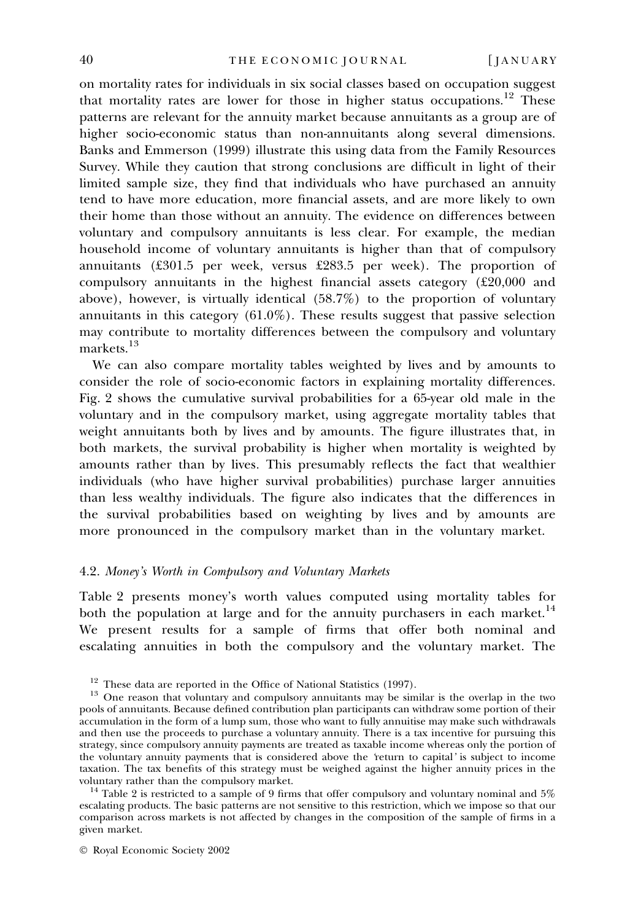on mortality rates for individuals in six social classes based on occupation suggest that mortality rates are lower for those in higher status occupations.[12] These patterns are relevant for the annuity market because annuitants as a group are of higher socio-economic status than non-annuitants along several dimensions. Banks and Emmerson (1999) illustrate this using data from the Family Resources Survey. While they caution that strong conclusions are difficult in light of their limited sample size, they find that individuals who have purchased an annuity tend to have more education, more financial assets, and are more likely to own their home than those without an annuity. The evidence on differences between voluntary and compulsory annuitants is less clear. For example, the median household income of voluntary annuitants is higher than that of compulsory annuitants (£301.5 per week, versus £283.5 per week). The proportion of compulsory annuitants in the highest financial assets category (£20,000 and above), however, is virtually identical (58.7%) to the proportion of voluntary annuitants in this category (61.0%). These results suggest that passive selection may contribute to mortality differences between the compulsory and voluntary markets.[13]

We can also compare mortality tables weighted by lives and by amounts to consider the role of socio-economic factors in explaining mortality differences. Fig. 2 shows the cumulative survival probabilities for a 65-year old male in the voluntary and in the compulsory market, using aggregate mortality tables that weight annuitants both by lives and by amounts. The figure illustrates that, in both markets, the survival probability is higher when mortality is weighted by amounts rather than by lives. This presumably reflects the fact that wealthier individuals (who have higher survival probabilities) purchase larger annuities than less wealthy individuals. The figure also indicates that the differences in the survival probabilities based on weighting by lives and by amounts are more pronounced in the compulsory market than in the voluntary market.

### 4.2. *Money's Worth in Compulsory and Voluntary Markets*

Table 2 presents money's worth values computed using mortality tables for both the population at large and for the annuity purchasers in each market.[14] We present results for a sample of firms that offer both nominal and escalating annuities in both the compulsory and the voluntary market. The

[12] These data are reported in the Office of National Statistics (1997).

[13] One reason that voluntary and compulsory annuitants may be similar is the overlap in the two pools of annuitants. Because defined contribution plan participants can withdraw some portion of their accumulation in the form of a lump sum, those who want to fully annuitise may make such withdrawals and then use the proceeds to purchase a voluntary annuity. There is a tax incentive for pursuing this strategy, since compulsory annuity payments are treated as taxable income whereas only the portion of the voluntary annuity payments that is considered above the 'return to capital' is subject to income taxation. The tax benefits of this strategy must be weighed against the higher annuity prices in the voluntary rather than the compulsory market.

[14] Table 2 is restricted to a sample of 9 firms that offer compulsory and voluntary nominal and 5% escalating products. The basic patterns are not sensitive to this restriction, which we impose so that our comparison across markets is not affected by changes in the composition of the sample of firms in a given market.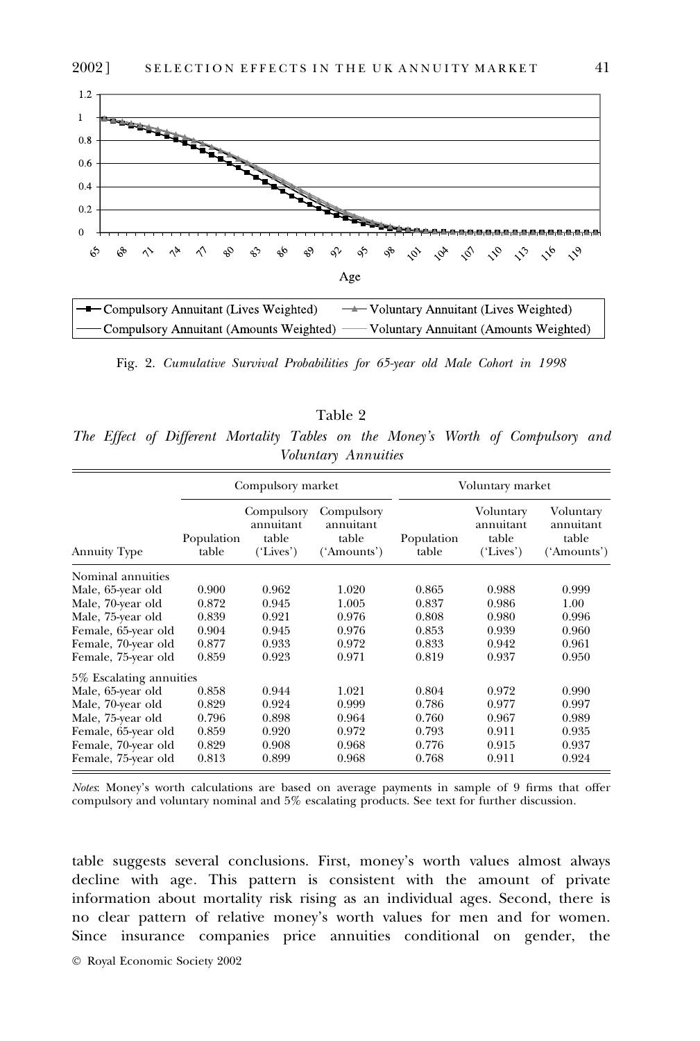Fig. 2. *Cumulative Survival Probabilities for 65-year old Male Cohort in 1998*

Table 2

*The Effect of Different Mortality Tables on the Money's Worth of Compulsory and Voluntary Annuities*

| | Compulsory market | | | Voluntary market | | |
|---|---|---|---|---|---|---|
| Annuity Type | Population table | Compulsory annuitant table ('Lives') | Compulsory annuitant table ('Amounts') | Population table | Voluntary annuitant table ('Lives') | Voluntary annuitant table ('Amounts') |
| Nominal annuities | | | | | | |
| Male, 65-year old | 0.900 | 0.962 | 1.020 | 0.865 | 0.988 | 0.999 |
| Male, 70-year old | 0.872 | 0.945 | 1.005 | 0.837 | 0.986 | 1.00 |
| Male, 75-year old | 0.839 | 0.921 | 0.976 | 0.808 | 0.980 | 0.996 |
| Female, 65-year old | 0.904 | 0.945 | 0.976 | 0.853 | 0.939 | 0.960 |
| Female, 70-year old | 0.877 | 0.933 | 0.972 | 0.833 | 0.942 | 0.961 |
| Female, 75-year old | 0.859 | 0.923 | 0.971 | 0.819 | 0.937 | 0.950 |
| 5% Escalating annuities | | | | | | |
| Male, 65-year old | 0.858 | 0.944 | 1.021 | 0.804 | 0.972 | 0.990 |
| Male, 70-year old | 0.829 | 0.924 | 0.999 | 0.786 | 0.977 | 0.997 |
| Male, 75-year old | 0.796 | 0.898 | 0.964 | 0.760 | 0.967 | 0.989 |
| Female, 65-year old | 0.859 | 0.920 | 0.972 | 0.793 | 0.911 | 0.935 |
| Female, 70-year old | 0.829 | 0.908 | 0.968 | 0.776 | 0.915 | 0.937 |
| Female, 75-year old | 0.813 | 0.899 | 0.968 | 0.768 | 0.911 | 0.924 |

*Notes*: Money's worth calculations are based on average payments in sample of 9 firms that offer compulsory and voluntary nominal and 5% escalating products. See text for further discussion.

table suggests several conclusions. First, money's worth values almost always decline with age. This pattern is consistent with the amount of private information about mortality risk rising as an individual ages. Second, there is no clear pattern of relative money's worth values for men and for women. Since insurance companies price annuities conditional on gender, the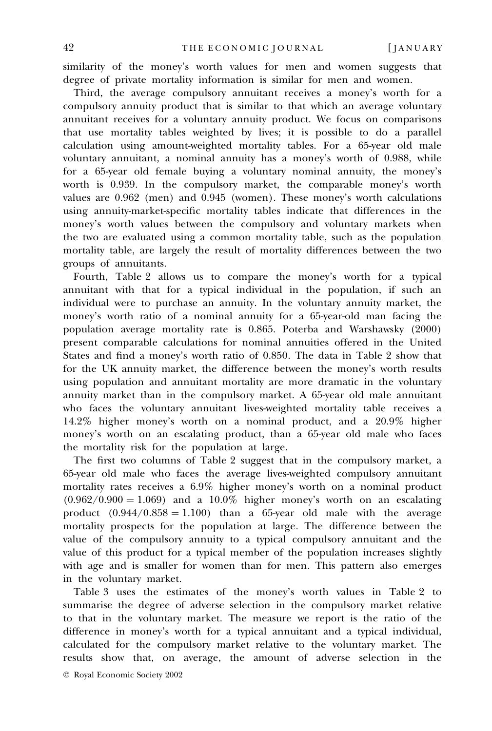similarity of the money's worth values for men and women suggests that degree of private mortality information is similar for men and women.

Third, the average compulsory annuitant receives a money's worth for a compulsory annuity product that is similar to that which an average voluntary annuitant receives for a voluntary annuity product. We focus on comparisons that use mortality tables weighted by lives; it is possible to do a parallel calculation using amount-weighted mortality tables. For a 65-year old male voluntary annuitant, a nominal annuity has a money's worth of 0.988, while for a 65-year old female buying a voluntary nominal annuity, the money's worth is 0.939. In the compulsory market, the comparable money's worth values are 0.962 (men) and 0.945 (women). These money's worth calculations using annuity-market-specific mortality tables indicate that differences in the money's worth values between the compulsory and voluntary markets when the two are evaluated using a common mortality table, such as the population mortality table, are largely the result of mortality differences between the two groups of annuitants.

Fourth, Table 2 allows us to compare the money's worth for a typical annuitant with that for a typical individual in the population, if such an individual were to purchase an annuity. In the voluntary annuity market, the money's worth ratio of a nominal annuity for a 65-year-old man facing the population average mortality rate is 0.865. Poterba and Warshawsky (2000) present comparable calculations for nominal annuities offered in the United States and find a money's worth ratio of 0.850. The data in Table 2 show that for the UK annuity market, the difference between the money's worth results using population and annuitant mortality are more dramatic in the voluntary annuity market than in the compulsory market. A 65-year old male annuitant who faces the voluntary annuitant lives-weighted mortality table receives a 14.2% higher money's worth on a nominal product, and a 20.9% higher money's worth on an escalating product, than a 65-year old male who faces the mortality risk for the population at large.

The first two columns of Table 2 suggest that in the compulsory market, a 65-year old male who faces the average lives-weighted compulsory annuitant mortality rates receives a 6.9% higher money's worth on a nominal product ($0.962/0.900 = 1.069$) and a 10.0% higher money's worth on an escalating product ($0.944/0.858 = 1.100$) than a 65-year old male with the average mortality prospects for the population at large. The difference between the value of the compulsory annuity to a typical compulsory annuitant and the value of this product for a typical member of the population increases slightly with age and is smaller for women than for men. This pattern also emerges in the voluntary market.

Table 3 uses the estimates of the money's worth values in Table 2 to summarise the degree of adverse selection in the compulsory market relative to that in the voluntary market. The measure we report is the ratio of the difference in money's worth for a typical annuitant and a typical individual, calculated for the compulsory market relative to the voluntary market. The results show that, on average, the amount of adverse selection in the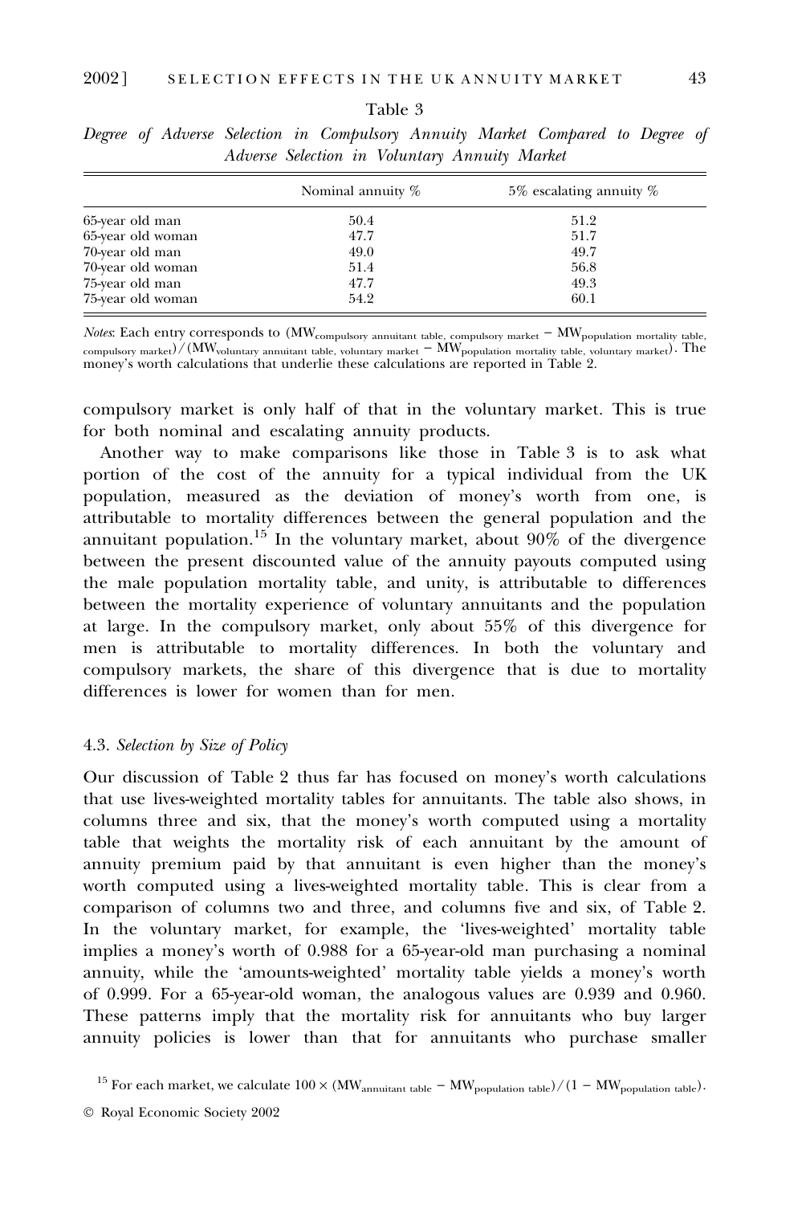Table 3

*Degree of Adverse Selection in Compulsory Annuity Market Compared to Degree of Adverse Selection in Voluntary Annuity Market*

| | Nominal annuity % | 5% escalating annuity % |
|---|---|---|
| 65-year old man | 50.4 | 51.2 |
| 65-year old woman | 47.7 | 51.7 |
| 70-year old man | 49.0 | 49.7 |
| 70-year old woman | 51.4 | 56.8 |
| 75-year old man | 47.7 | 49.3 |
| 75-year old woman | 54.2 | 60.1 |

*Notes*: Each entry corresponds to $(MW_{\text{compulsory annuitant table, compulsory market}} - MW_{\text{population mortality table, compulsory market}})/(MW_{\text{voluntary annuitant table, voluntary market}} - MW_{\text{population mortality table, voluntary market}})$. The money's worth calculations that underlie these calculations are reported in Table 2.

compulsory market is only half of that in the voluntary market. This is true for both nominal and escalating annuity products.

Another way to make comparisons like those in Table 3 is to ask what portion of the cost of the annuity for a typical individual from the UK population, measured as the deviation of money's worth from one, is attributable to mortality differences between the general population and the annuitant population.[15] In the voluntary market, about 90% of the divergence between the present discounted value of the annuity payouts computed using the male population mortality table, and unity, is attributable to differences between the mortality experience of voluntary annuitants and the population at large. In the compulsory market, only about 55% of this divergence for men is attributable to mortality differences. In both the voluntary and compulsory markets, the share of this divergence that is due to mortality differences is lower for women than for men.

### 4.3. *Selection by Size of Policy*

Our discussion of Table 2 thus far has focused on money's worth calculations that use lives-weighted mortality tables for annuitants. The table also shows, in columns three and six, that the money's worth computed using a mortality table that weights the mortality risk of each annuitant by the amount of annuity premium paid by that annuitant is even higher than the money's worth computed using a lives-weighted mortality table. This is clear from a comparison of columns two and three, and columns five and six, of Table 2. In the voluntary market, for example, the 'lives-weighted' mortality table implies a money's worth of 0.988 for a 65-year-old man purchasing a nominal annuity, while the 'amounts-weighted' mortality table yields a money's worth of 0.999. For a 65-year-old woman, the analogous values are 0.939 and 0.960. These patterns imply that the mortality risk for annuitants who buy larger annuity policies is lower than that for annuitants who purchase smaller

[15] For each market, we calculate $100 \times (MW_{\text{annuitant table}} - MW_{\text{population table}})/(1 - MW_{\text{population table}})$.

© Royal Economic Society 2002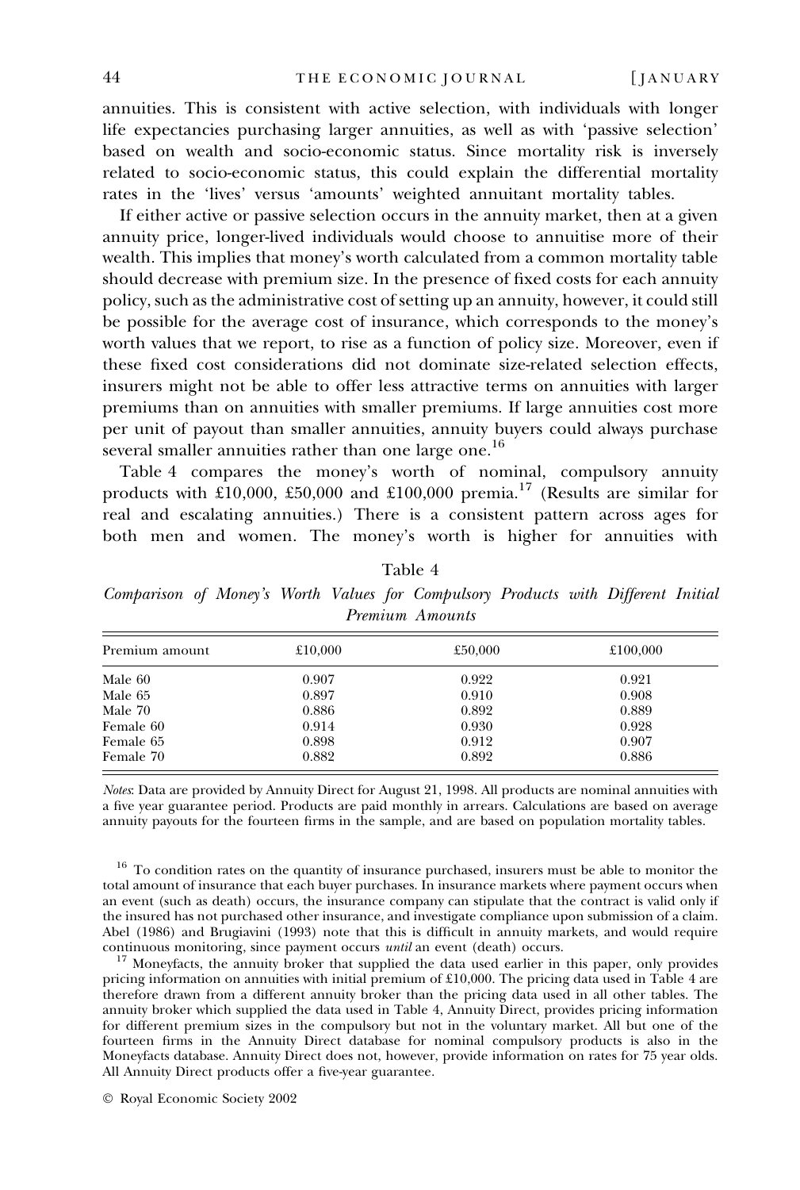annuities. This is consistent with active selection, with individuals with longer life expectancies purchasing larger annuities, as well as with 'passive selection' based on wealth and socio-economic status. Since mortality risk is inversely related to socio-economic status, this could explain the differential mortality rates in the 'lives' versus 'amounts' weighted annuitant mortality tables.

If either active or passive selection occurs in the annuity market, then at a given annuity price, longer-lived individuals would choose to annuitise more of their wealth. This implies that money's worth calculated from a common mortality table should decrease with premium size. In the presence of fixed costs for each annuity policy, such as the administrative cost of setting up an annuity, however, it could still be possible for the average cost of insurance, which corresponds to the money's worth values that we report, to rise as a function of policy size. Moreover, even if these fixed cost considerations did not dominate size-related selection effects, insurers might not be able to offer less attractive terms on annuities with larger premiums than on annuities with smaller premiums. If large annuities cost more per unit of payout than smaller annuities, annuity buyers could always purchase several smaller annuities rather than one large one.[16]

Table 4 compares the money's worth of nominal, compulsory annuity products with £10,000, £50,000 and £100,000 premia.[17] (Results are similar for real and escalating annuities.) There is a consistent pattern across ages for both men and women. The money's worth is higher for annuities with

Table 4

*Comparison of Money's Worth Values for Compulsory Products with Different Initial Premium Amounts*

| Premium amount | £10,000 | £50,000 | £100,000 |
|---|---|---|---|
| Male 60 | 0.907 | 0.922 | 0.921 |
| Male 65 | 0.897 | 0.910 | 0.908 |
| Male 70 | 0.886 | 0.892 | 0.889 |
| Female 60 | 0.914 | 0.930 | 0.928 |
| Female 65 | 0.898 | 0.912 | 0.907 |
| Female 70 | 0.882 | 0.892 | 0.886 |

*Notes*: Data are provided by Annuity Direct for August 21, 1998. All products are nominal annuities with a five year guarantee period. Products are paid monthly in arrears. Calculations are based on average annuity payouts for the fourteen firms in the sample, and are based on population mortality tables.

[16] To condition rates on the quantity of insurance purchased, insurers must be able to monitor the total amount of insurance that each buyer purchases. In insurance markets where payment occurs when an event (such as death) occurs, the insurance company can stipulate that the contract is valid only if the insured has not purchased other insurance, and investigate compliance upon submission of a claim. Abel (1986) and Brugiavini (1993) note that this is difficult in annuity markets, and would require continuous monitoring, since payment occurs *until* an event (death) occurs.

[17] Moneyfacts, the annuity broker that supplied the data used earlier in this paper, only provides pricing information on annuities with initial premium of £10,000. The pricing data used in Table 4 are therefore drawn from a different annuity broker than the pricing data used in all other tables. The annuity broker which supplied the data used in Table 4, Annuity Direct, provides pricing information for different premium sizes in the compulsory but not in the voluntary market. All but one of the fourteen firms in the Annuity Direct database for nominal compulsory products is also in the Moneyfacts database. Annuity Direct does not, however, provide information on rates for 75 year olds. All Annuity Direct products offer a five-year guarantee.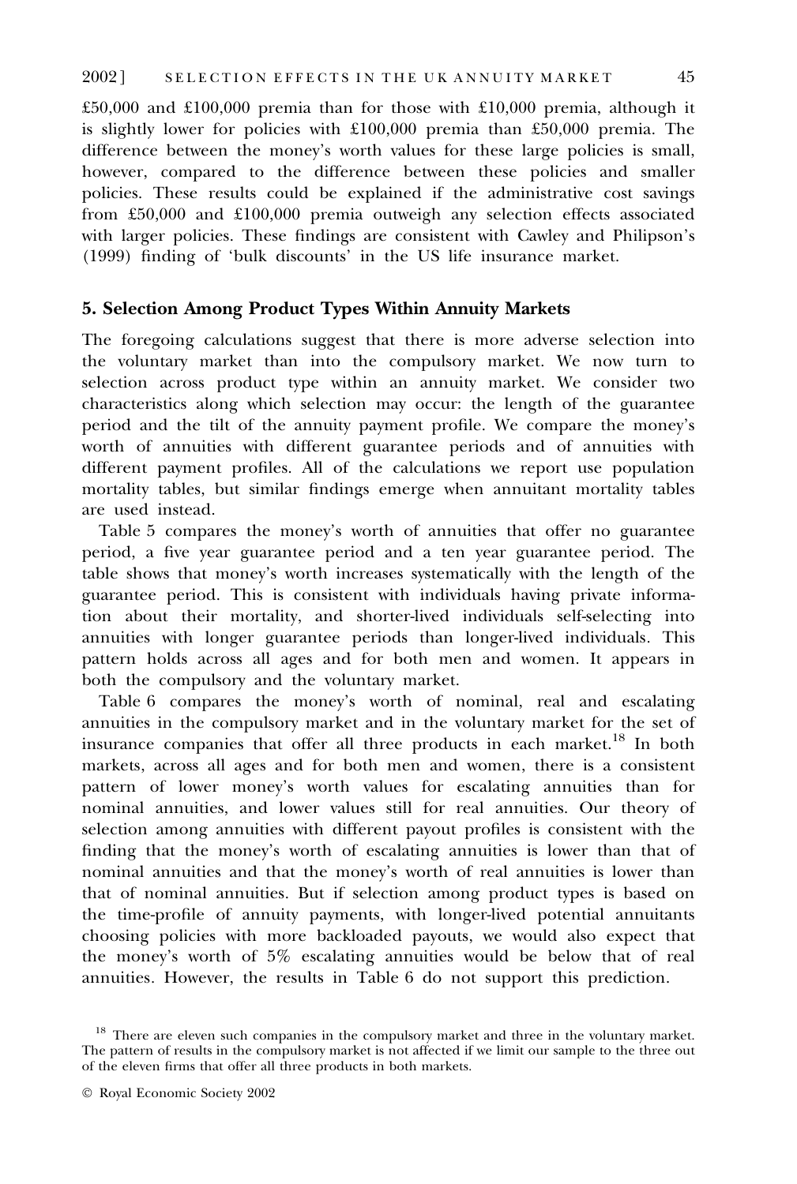£50,000 and £100,000 premia than for those with £10,000 premia, although it is slightly lower for policies with £100,000 premia than £50,000 premia. The difference between the money's worth values for these large policies is small, however, compared to the difference between these policies and smaller policies. These results could be explained if the administrative cost savings from £50,000 and £100,000 premia outweigh any selection effects associated with larger policies. These findings are consistent with Cawley and Philipson's (1999) finding of 'bulk discounts' in the US life insurance market.

## 5. Selection Among Product Types Within Annuity Markets

The foregoing calculations suggest that there is more adverse selection into the voluntary market than into the compulsory market. We now turn to selection across product type within an annuity market. We consider two characteristics along which selection may occur: the length of the guarantee period and the tilt of the annuity payment profile. We compare the money's worth of annuities with different guarantee periods and of annuities with different payment profiles. All of the calculations we report use population mortality tables, but similar findings emerge when annuitant mortality tables are used instead.

Table 5 compares the money's worth of annuities that offer no guarantee period, a five year guarantee period and a ten year guarantee period. The table shows that money's worth increases systematically with the length of the guarantee period. This is consistent with individuals having private information about their mortality, and shorter-lived individuals self-selecting into annuities with longer guarantee periods than longer-lived individuals. This pattern holds across all ages and for both men and women. It appears in both the compulsory and the voluntary market.

Table 6 compares the money's worth of nominal, real and escalating annuities in the compulsory market and in the voluntary market for the set of insurance companies that offer all three products in each market.[18] In both markets, across all ages and for both men and women, there is a consistent pattern of lower money's worth values for escalating annuities than for nominal annuities, and lower values still for real annuities. Our theory of selection among annuities with different payout profiles is consistent with the finding that the money's worth of escalating annuities is lower than that of nominal annuities and that the money's worth of real annuities is lower than that of nominal annuities. But if selection among product types is based on the time-profile of annuity payments, with longer-lived potential annuitants choosing policies with more backloaded payouts, we would also expect that the money's worth of 5% escalating annuities would be below that of real annuities. However, the results in Table 6 do not support this prediction.

[18] There are eleven such companies in the compulsory market and three in the voluntary market. The pattern of results in the compulsory market is not affected if we limit our sample to the three out of the eleven firms that offer all three products in both markets.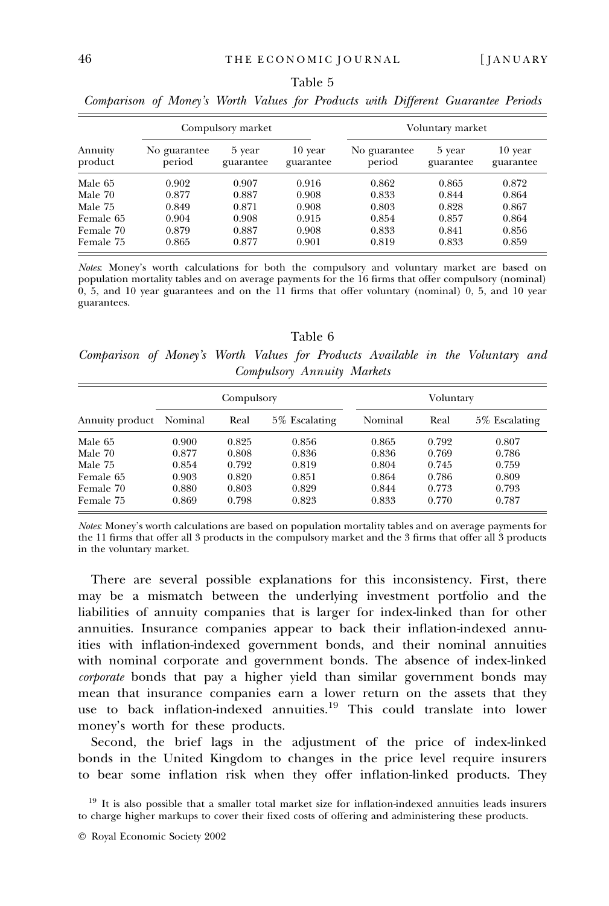Table 5

*Comparison of Money's Worth Values for Products with Different Guarantee Periods*

| Annuity product | Compulsory market | | | Voluntary market | | |
|---|---|---|---|---|---|---|
| | No guarantee period | 5 year guarantee | 10 year guarantee | No guarantee period | 5 year guarantee | 10 year guarantee |
| Male 65 | 0.902 | 0.907 | 0.916 | 0.862 | 0.865 | 0.872 |
| Male 70 | 0.877 | 0.887 | 0.908 | 0.833 | 0.844 | 0.864 |
| Male 75 | 0.849 | 0.871 | 0.908 | 0.803 | 0.828 | 0.867 |
| Female 65 | 0.904 | 0.908 | 0.915 | 0.854 | 0.857 | 0.864 |
| Female 70 | 0.879 | 0.887 | 0.908 | 0.833 | 0.841 | 0.856 |
| Female 75 | 0.865 | 0.877 | 0.901 | 0.819 | 0.833 | 0.859 |

*Notes*: Money's worth calculations for both the compulsory and voluntary market are based on population mortality tables and on average payments for the 16 firms that offer compulsory (nominal) 0, 5, and 10 year guarantees and on the 11 firms that offer voluntary (nominal) 0, 5, and 10 year guarantees.

Table 6

*Comparison of Money's Worth Values for Products Available in the Voluntary and Compulsory Annuity Markets*

| Annuity product | Compulsory | | | Voluntary | | |
|---|---|---|---|---|---|---|
| | Nominal | Real | 5% Escalating | Nominal | Real | 5% Escalating |
| Male 65 | 0.900 | 0.825 | 0.856 | 0.865 | 0.792 | 0.807 |
| Male 70 | 0.877 | 0.808 | 0.836 | 0.836 | 0.769 | 0.786 |
| Male 75 | 0.854 | 0.792 | 0.819 | 0.804 | 0.745 | 0.759 |
| Female 65 | 0.903 | 0.820 | 0.851 | 0.864 | 0.786 | 0.809 |
| Female 70 | 0.880 | 0.803 | 0.829 | 0.844 | 0.773 | 0.793 |
| Female 75 | 0.869 | 0.798 | 0.823 | 0.833 | 0.770 | 0.787 |

*Notes*: Money's worth calculations are based on population mortality tables and on average payments for the 11 firms that offer all 3 products in the compulsory market and the 3 firms that offer all 3 products in the voluntary market.

There are several possible explanations for this inconsistency. First, there may be a mismatch between the underlying investment portfolio and the liabilities of annuity companies that is larger for index-linked than for other annuities. Insurance companies appear to back their inflation-indexed annuities with inflation-indexed government bonds, and their nominal annuities with nominal corporate and government bonds. The absence of index-linked *corporate* bonds that pay a higher yield than similar government bonds may mean that insurance companies earn a lower return on the assets that they use to back inflation-indexed annuities.[19] This could translate into lower money's worth for these products.

Second, the brief lags in the adjustment of the price of index-linked bonds in the United Kingdom to changes in the price level require insurers to bear some inflation risk when they offer inflation-linked products. They

[19] It is also possible that a smaller total market size for inflation-indexed annuities leads insurers to charge higher markups to cover their fixed costs of offering and administering these products.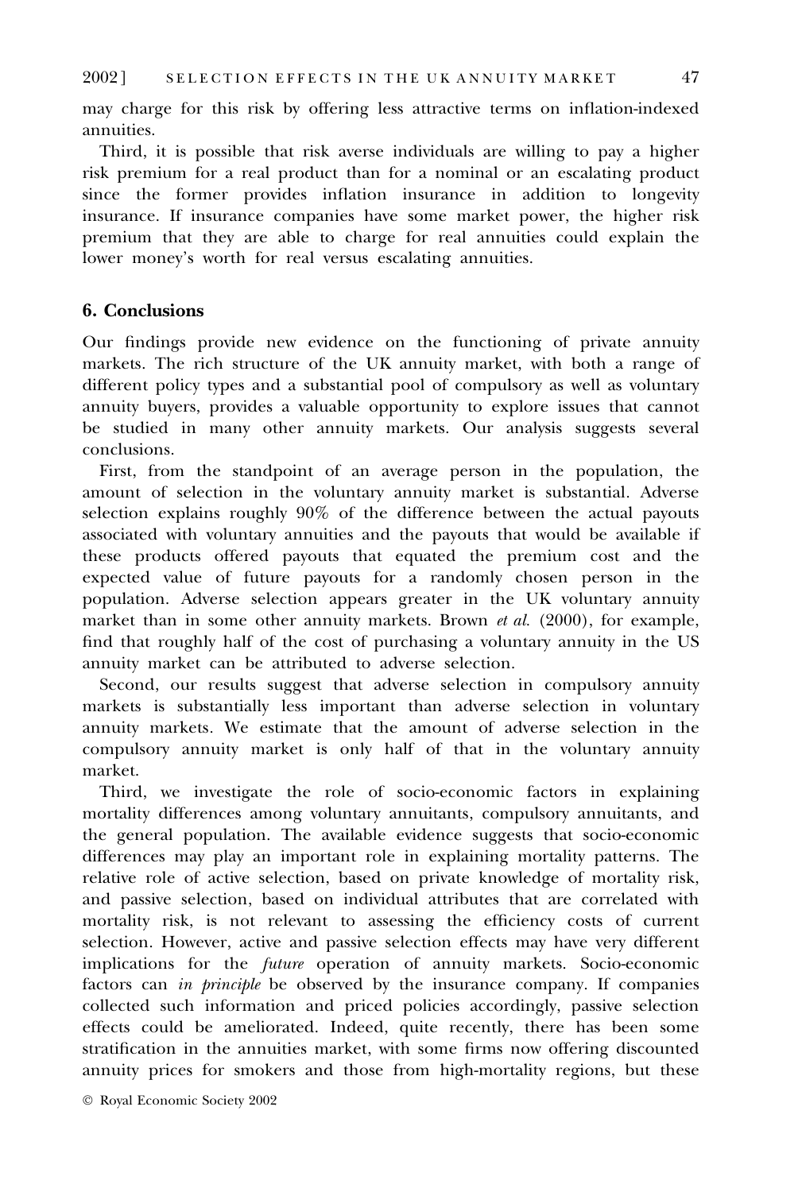may charge for this risk by offering less attractive terms on inflation-indexed annuities.

Third, it is possible that risk averse individuals are willing to pay a higher risk premium for a real product than for a nominal or an escalating product since the former provides inflation insurance in addition to longevity insurance. If insurance companies have some market power, the higher risk premium that they are able to charge for real annuities could explain the lower money's worth for real versus escalating annuities.

## 6. Conclusions

Our findings provide new evidence on the functioning of private annuity markets. The rich structure of the UK annuity market, with both a range of different policy types and a substantial pool of compulsory as well as voluntary annuity buyers, provides a valuable opportunity to explore issues that cannot be studied in many other annuity markets. Our analysis suggests several conclusions.

First, from the standpoint of an average person in the population, the amount of selection in the voluntary annuity market is substantial. Adverse selection explains roughly 90% of the difference between the actual payouts associated with voluntary annuities and the payouts that would be available if these products offered payouts that equated the premium cost and the expected value of future payouts for a randomly chosen person in the population. Adverse selection appears greater in the UK voluntary annuity market than in some other annuity markets. Brown *et al.* (2000), for example, find that roughly half of the cost of purchasing a voluntary annuity in the US annuity market can be attributed to adverse selection.

Second, our results suggest that adverse selection in compulsory annuity markets is substantially less important than adverse selection in voluntary annuity markets. We estimate that the amount of adverse selection in the compulsory annuity market is only half of that in the voluntary annuity market.

Third, we investigate the role of socio-economic factors in explaining mortality differences among voluntary annuitants, compulsory annuitants, and the general population. The available evidence suggests that socio-economic differences may play an important role in explaining mortality patterns. The relative role of active selection, based on private knowledge of mortality risk, and passive selection, based on individual attributes that are correlated with mortality risk, is not relevant to assessing the efficiency costs of current selection. However, active and passive selection effects may have very different implications for the *future* operation of annuity markets. Socio-economic factors can *in principle* be observed by the insurance company. If companies collected such information and priced policies accordingly, passive selection effects could be ameliorated. Indeed, quite recently, there has been some stratification in the annuities market, with some firms now offering discounted annuity prices for smokers and those from high-mortality regions, but these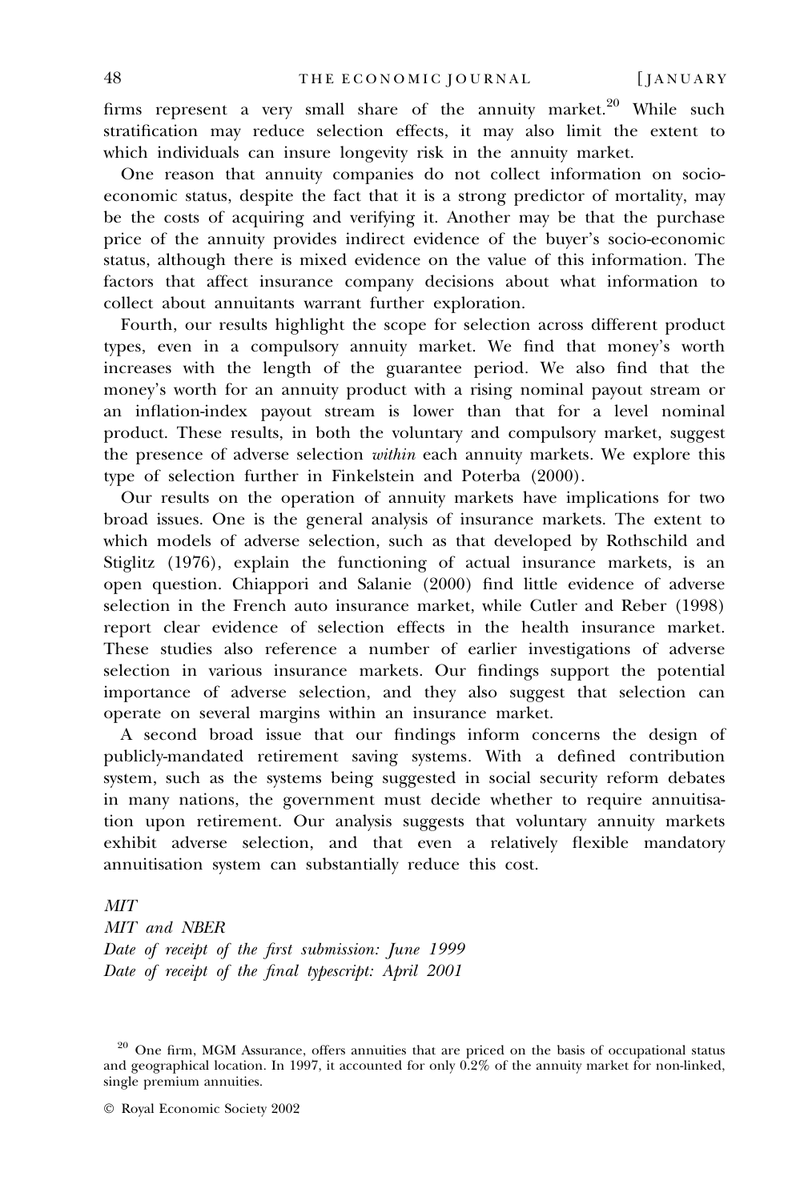firms represent a very small share of the annuity market.[20] While such stratification may reduce selection effects, it may also limit the extent to which individuals can insure longevity risk in the annuity market.

One reason that annuity companies do not collect information on socio-economic status, despite the fact that it is a strong predictor of mortality, may be the costs of acquiring and verifying it. Another may be that the purchase price of the annuity provides indirect evidence of the buyer's socio-economic status, although there is mixed evidence on the value of this information. The factors that affect insurance company decisions about what information to collect about annuitants warrant further exploration.

Fourth, our results highlight the scope for selection across different product types, even in a compulsory annuity market. We find that money's worth increases with the length of the guarantee period. We also find that the money's worth for an annuity product with a rising nominal payout stream or an inflation-index payout stream is lower than that for a level nominal product. These results, in both the voluntary and compulsory market, suggest the presence of adverse selection *within* each annuity markets. We explore this type of selection further in Finkelstein and Poterba (2000).

Our results on the operation of annuity markets have implications for two broad issues. One is the general analysis of insurance markets. The extent to which models of adverse selection, such as that developed by Rothschild and Stiglitz (1976), explain the functioning of actual insurance markets, is an open question. Chiappori and Salanie (2000) find little evidence of adverse selection in the French auto insurance market, while Cutler and Reber (1998) report clear evidence of selection effects in the health insurance market. These studies also reference a number of earlier investigations of adverse selection in various insurance markets. Our findings support the potential importance of adverse selection, and they also suggest that selection can operate on several margins within an insurance market.

A second broad issue that our findings inform concerns the design of publicly-mandated retirement saving systems. With a defined contribution system, such as the systems being suggested in social security reform debates in many nations, the government must decide whether to require annuitisation upon retirement. Our analysis suggests that voluntary annuity markets exhibit adverse selection, and that even a relatively flexible mandatory annuitisation system can substantially reduce this cost.

*MIT*

*MIT and NBER*

*Date of receipt of the first submission: June 1999*

*Date of receipt of the final typescript: April 2001*

[20] One firm, MGM Assurance, offers annuities that are priced on the basis of occupational status and geographical location. In 1997, it accounted for only 0.2% of the annuity market for non-linked, single premium annuities.

© Royal Economic Society 2002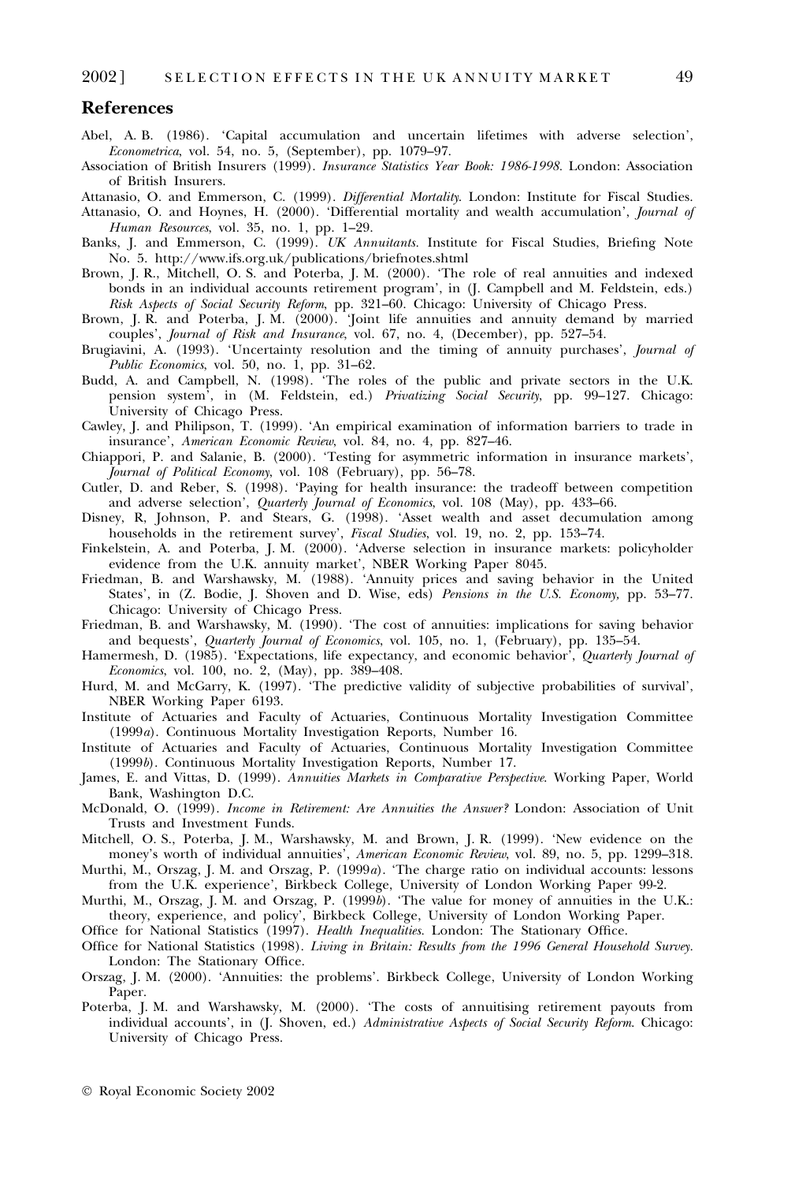## References

Abel, A. B. (1986). 'Capital accumulation and uncertain lifetimes with adverse selection', *Econometrica*, vol. 54, no. 5, (September), pp. 1079–97.

Association of British Insurers (1999). *Insurance Statistics Year Book: 1986-1998*. London: Association of British Insurers.

Attanasio, O. and Emmerson, C. (1999). *Differential Mortality*. London: Institute for Fiscal Studies.

Attanasio, O. and Hoynes, H. (2000). 'Differential mortality and wealth accumulation', *Journal of Human Resources*, vol. 35, no. 1, pp. 1–29.

Banks, J. and Emmerson, C. (1999). *UK Annuitants*. Institute for Fiscal Studies, Briefing Note No. 5. http://www.ifs.org.uk/publications/briefnotes.shtml

Brown, J. R., Mitchell, O. S. and Poterba, J. M. (2000). 'The role of real annuities and indexed bonds in an individual accounts retirement program', in (J. Campbell and M. Feldstein, eds.) *Risk Aspects of Social Security Reform*, pp. 321–60. Chicago: University of Chicago Press.

Brown, J. R. and Poterba, J. M. (2000). 'Joint life annuities and annuity demand by married couples', *Journal of Risk and Insurance*, vol. 67, no. 4, (December), pp. 527–54.

Brugiavini, A. (1993). 'Uncertainty resolution and the timing of annuity purchases', *Journal of Public Economics*, vol. 50, no. 1, pp. 31–62.

Budd, A. and Campbell, N. (1998). 'The roles of the public and private sectors in the U.K. pension system', in (M. Feldstein, ed.) *Privatizing Social Security*, pp. 99–127. Chicago: University of Chicago Press.

Cawley, J. and Philipson, T. (1999). 'An empirical examination of information barriers to trade in insurance', *American Economic Review*, vol. 84, no. 4, pp. 827–46.

Chiappori, P. and Salanie, B. (2000). 'Testing for asymmetric information in insurance markets', *Journal of Political Economy*, vol. 108 (February), pp. 56–78.

Cutler, D. and Reber, S. (1998). 'Paying for health insurance: the tradeoff between competition and adverse selection', *Quarterly Journal of Economics*, vol. 108 (May), pp. 433–66.

Disney, R, Johnson, P. and Stears, G. (1998). 'Asset wealth and asset decumulation among households in the retirement survey', *Fiscal Studies*, vol. 19, no. 2, pp. 153–74.

Finkelstein, A. and Poterba, J. M. (2000). 'Adverse selection in insurance markets: policyholder evidence from the U.K. annuity market', NBER Working Paper 8045.

Friedman, B. and Warshawsky, M. (1988). 'Annuity prices and saving behavior in the United States', in (Z. Bodie, J. Shoven and D. Wise, eds) *Pensions in the U.S. Economy*, pp. 53–77. Chicago: University of Chicago Press.

Friedman, B. and Warshawsky, M. (1990). 'The cost of annuities: implications for saving behavior and bequests', *Quarterly Journal of Economics*, vol. 105, no. 1, (February), pp. 135–54.

Hamermesh, D. (1985). 'Expectations, life expectancy, and economic behavior', *Quarterly Journal of Economics*, vol. 100, no. 2, (May), pp. 389–408.

Hurd, M. and McGarry, K. (1997). 'The predictive validity of subjective probabilities of survival', NBER Working Paper 6193.

Institute of Actuaries and Faculty of Actuaries, Continuous Mortality Investigation Committee (1999*a*). Continuous Mortality Investigation Reports, Number 16.

Institute of Actuaries and Faculty of Actuaries, Continuous Mortality Investigation Committee (1999*b*). Continuous Mortality Investigation Reports, Number 17.

James, E. and Vittas, D. (1999). *Annuities Markets in Comparative Perspective*. Working Paper, World Bank, Washington D.C.

McDonald, O. (1999). *Income in Retirement: Are Annuities the Answer?* London: Association of Unit Trusts and Investment Funds.

Mitchell, O. S., Poterba, J. M., Warshawsky, M. and Brown, J. R. (1999). 'New evidence on the money's worth of individual annuities', *American Economic Review*, vol. 89, no. 5, pp. 1299–318.

Murthi, M., Orszag, J. M. and Orszag, P. (1999*a*). 'The charge ratio on individual accounts: lessons from the U.K. experience', Birkbeck College, University of London Working Paper 99-2.

Murthi, M., Orszag, J. M. and Orszag, P. (1999*b*). 'The value for money of annuities in the U.K.: theory, experience, and policy', Birkbeck College, University of London Working Paper.

Office for National Statistics (1997). *Health Inequalities*. London: The Stationary Office.

Office for National Statistics (1998). *Living in Britain: Results from the 1996 General Household Survey*. London: The Stationary Office.

Orszag, J. M. (2000). 'Annuities: the problems'. Birkbeck College, University of London Working Paper.

Poterba, J. M. and Warshawsky, M. (2000). 'The costs of annuitising retirement payouts from individual accounts', in (J. Shoven, ed.) *Administrative Aspects of Social Security Reform*. Chicago: University of Chicago Press.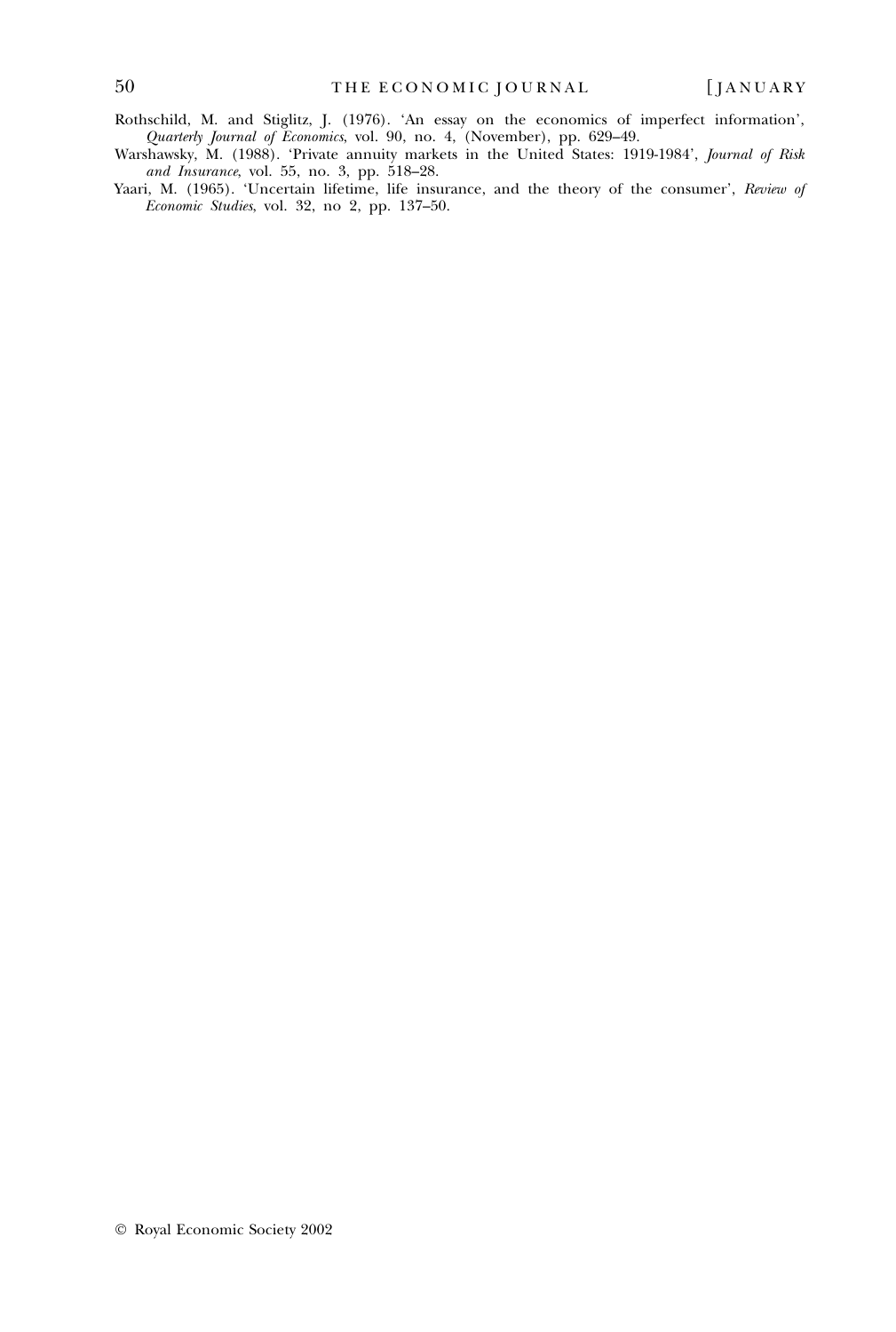Rothschild, M. and Stiglitz, J. (1976). 'An essay on the economics of imperfect information', *Quarterly Journal of Economics*, vol. 90, no. 4, (November), pp. 629–49.

Warshawsky, M. (1988). 'Private annuity markets in the United States: 1919-1984', *Journal of Risk and Insurance*, vol. 55, no. 3, pp. 518–28.

Yaari, M. (1965). 'Uncertain lifetime, life insurance, and the theory of the consumer', *Review of Economic Studies*, vol. 32, no 2, pp. 137–50.